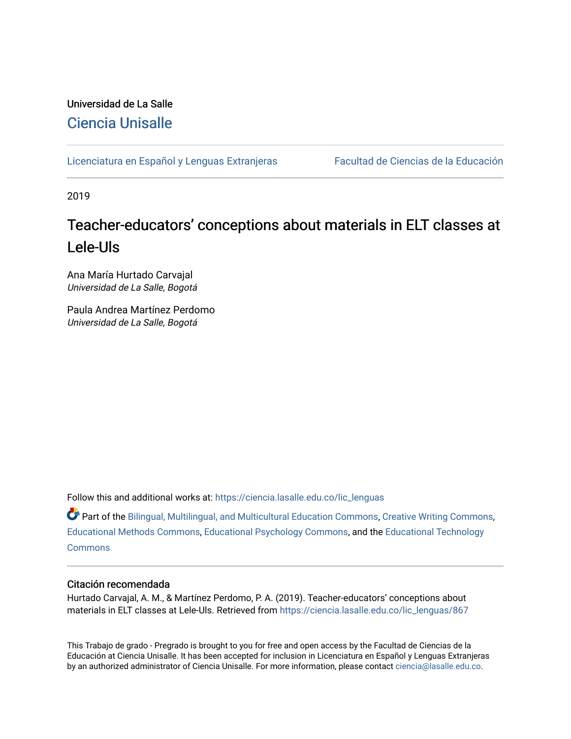Universidad de La Salle

# Ciencia Unisalle

Licenciatura en Español y Lenguas Extranjeras | Facultad de Ciencias de la Educación

2019

## Teacher-educators' conceptions about materials in ELT classes at Lele-Uls

Ana María Hurtado Carvajal
*Universidad de La Salle, Bogotá*

Paula Andrea Martínez Perdomo
*Universidad de La Salle, Bogotá*

Follow this and additional works at: https://ciencia.lasalle.edu.co/lic_lenguas

Part of the Bilingual, Multilingual, and Multicultural Education Commons, Creative Writing Commons, Educational Methods Commons, Educational Psychology Commons, and the Educational Technology Commons

### Citación recomendada

Hurtado Carvajal, A. M., & Martínez Perdomo, P. A. (2019). Teacher-educators' conceptions about materials in ELT classes at Lele-Uls. Retrieved from https://ciencia.lasalle.edu.co/lic_lenguas/867

This Trabajo de grado - Pregrado is brought to you for free and open access by the Facultad de Ciencias de la Educación at Ciencia Unisalle. It has been accepted for inclusion in Licenciatura en Español y Lenguas Extranjeras by an authorized administrator of Ciencia Unisalle. For more information, please contact ciencia@lasalle.edu.co.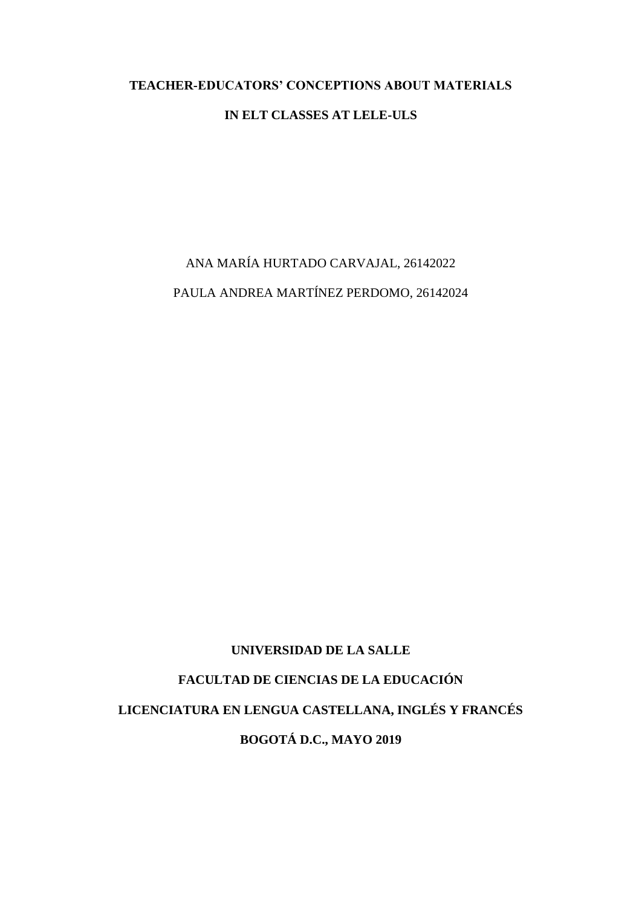# TEACHER-EDUCATORS' CONCEPTIONS ABOUT MATERIALS IN ELT CLASSES AT LELE-ULS

ANA MARÍA HURTADO CARVAJAL, 26142022

PAULA ANDREA MARTÍNEZ PERDOMO, 26142024

**UNIVERSIDAD DE LA SALLE**

**FACULTAD DE CIENCIAS DE LA EDUCACIÓN**

**LICENCIATURA EN LENGUA CASTELLANA, INGLÉS Y FRANCÉS**

**BOGOTÁ D.C., MAYO 2019**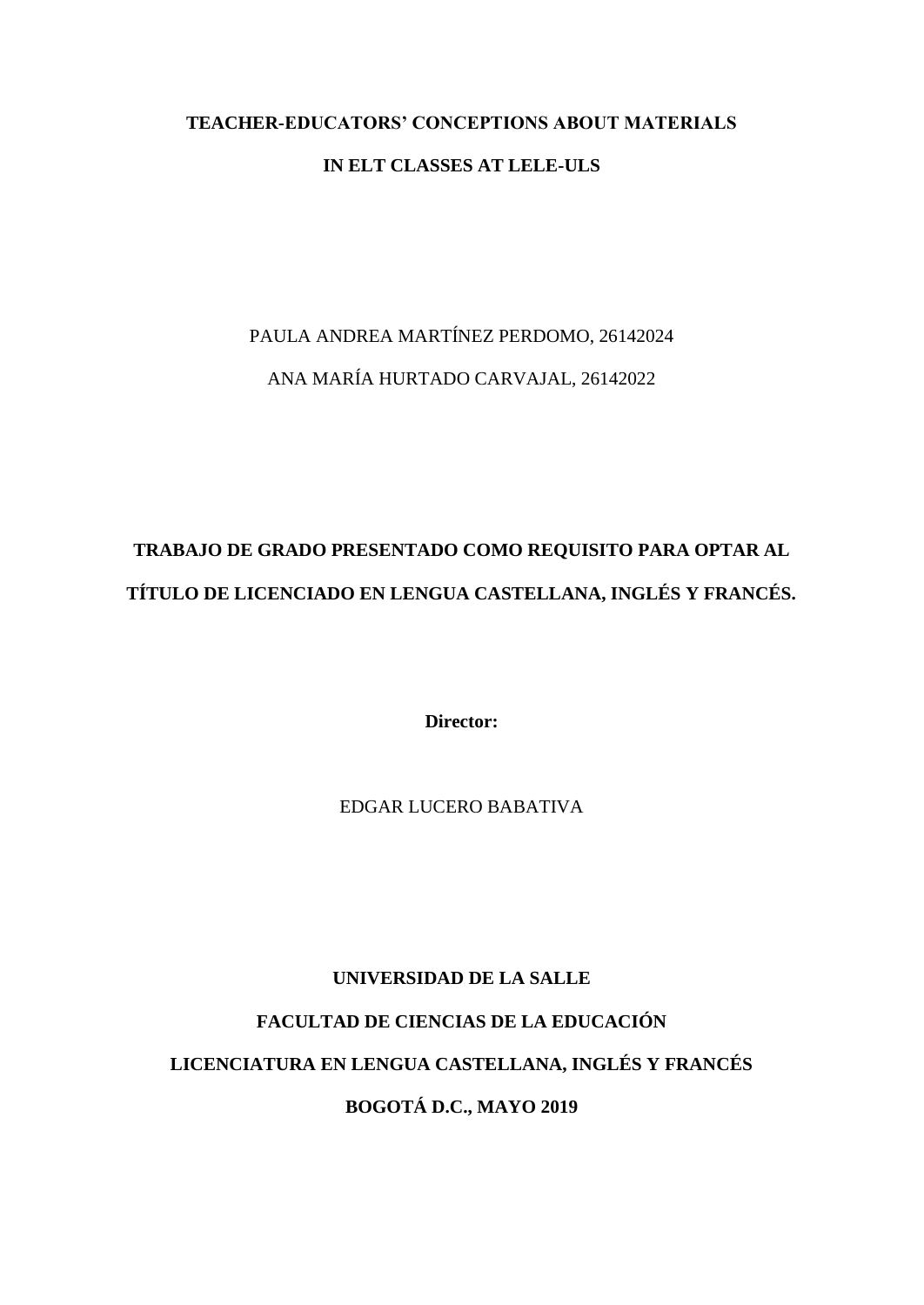**TEACHER-EDUCATORS' CONCEPTIONS ABOUT MATERIALS**

**IN ELT CLASSES AT LELE-ULS**

PAULA ANDREA MARTÍNEZ PERDOMO, 26142024

ANA MARÍA HURTADO CARVAJAL, 26142022

**TRABAJO DE GRADO PRESENTADO COMO REQUISITO PARA OPTAR AL TÍTULO DE LICENCIADO EN LENGUA CASTELLANA, INGLÉS Y FRANCÉS.**

**Director:**

EDGAR LUCERO BABATIVA

**UNIVERSIDAD DE LA SALLE**

**FACULTAD DE CIENCIAS DE LA EDUCACIÓN**

**LICENCIATURA EN LENGUA CASTELLANA, INGLÉS Y FRANCÉS**

**BOGOTÁ D.C., MAYO 2019**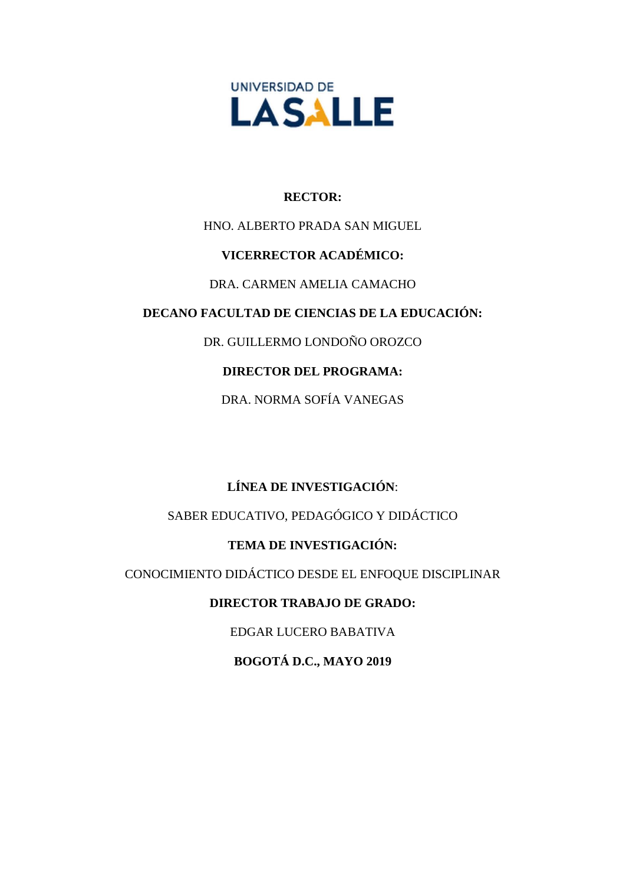UNIVERSIDAD DE LASALLE

**RECTOR:**

HNO. ALBERTO PRADA SAN MIGUEL

**VICERRECTOR ACADÉMICO:**

DRA. CARMEN AMELIA CAMACHO

**DECANO FACULTAD DE CIENCIAS DE LA EDUCACIÓN:**

DR. GUILLERMO LONDOÑO OROZCO

**DIRECTOR DEL PROGRAMA:**

DRA. NORMA SOFÍA VANEGAS

**LÍNEA DE INVESTIGACIÓN**:

SABER EDUCATIVO, PEDAGÓGICO Y DIDÁCTICO

**TEMA DE INVESTIGACIÓN:**

CONOCIMIENTO DIDÁCTICO DESDE EL ENFOQUE DISCIPLINAR

**DIRECTOR TRABAJO DE GRADO:**

EDGAR LUCERO BABATIVA

**BOGOTÁ D.C., MAYO 2019**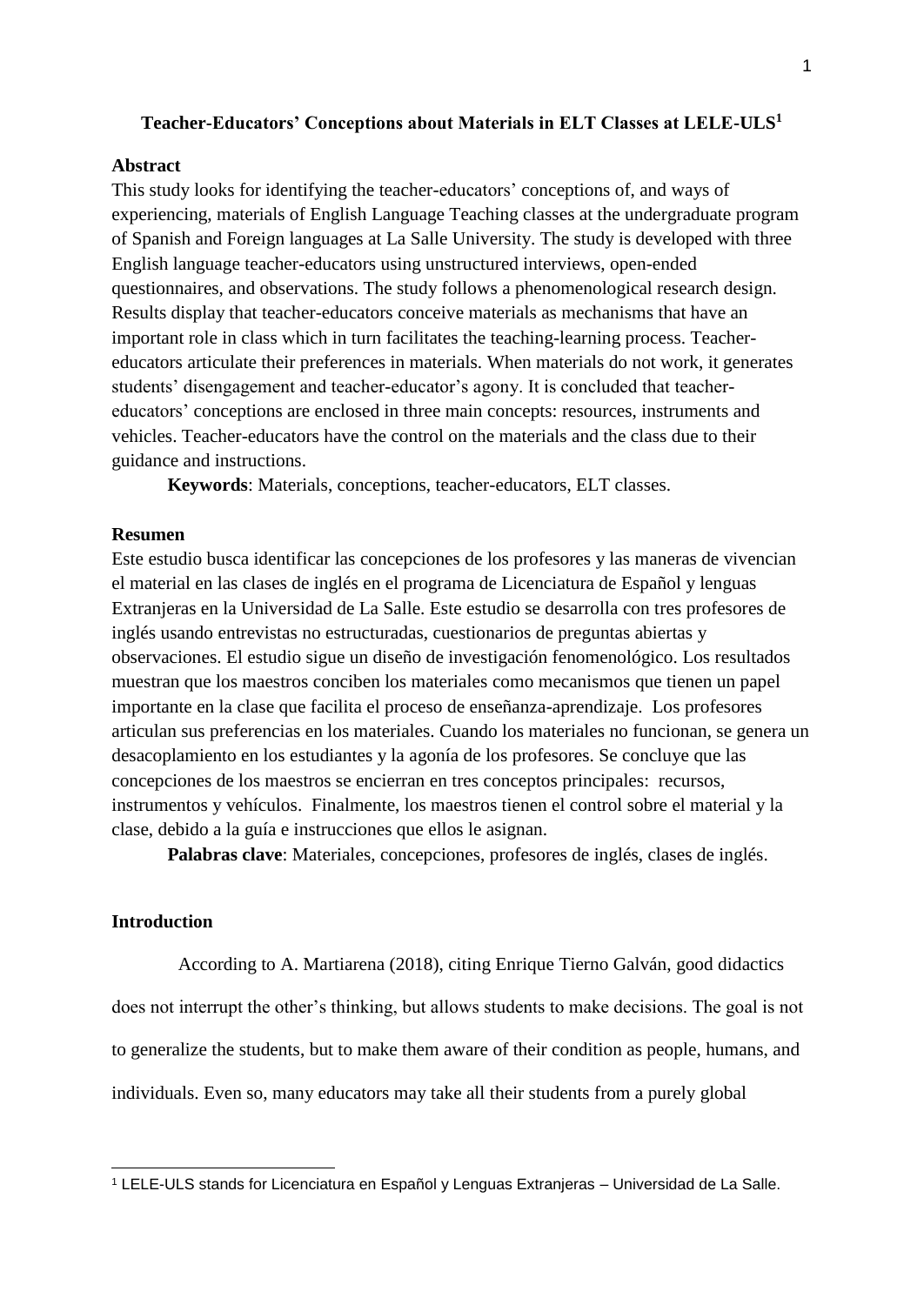**Teacher-Educators' Conceptions about Materials in ELT Classes at LELE-ULS[1]**

## Abstract

This study looks for identifying the teacher-educators' conceptions of, and ways of experiencing, materials of English Language Teaching classes at the undergraduate program of Spanish and Foreign languages at La Salle University. The study is developed with three English language teacher-educators using unstructured interviews, open-ended questionnaires, and observations. The study follows a phenomenological research design. Results display that teacher-educators conceive materials as mechanisms that have an important role in class which in turn facilitates the teaching-learning process. Teacher-educators articulate their preferences in materials. When materials do not work, it generates students' disengagement and teacher-educator's agony. It is concluded that teacher-educators' conceptions are enclosed in three main concepts: resources, instruments and vehicles. Teacher-educators have the control on the materials and the class due to their guidance and instructions.

**Keywords**: Materials, conceptions, teacher-educators, ELT classes.

## Resumen

Este estudio busca identificar las concepciones de los profesores y las maneras de vivencian el material en las clases de inglés en el programa de Licenciatura de Español y lenguas Extranjeras en la Universidad de La Salle. Este estudio se desarrolla con tres profesores de inglés usando entrevistas no estructuradas, cuestionarios de preguntas abiertas y observaciones. El estudio sigue un diseño de investigación fenomenológico. Los resultados muestran que los maestros conciben los materiales como mecanismos que tienen un papel importante en la clase que facilita el proceso de enseñanza-aprendizaje. Los profesores articulan sus preferencias en los materiales. Cuando los materiales no funcionan, se genera un desacoplamiento en los estudiantes y la agonía de los profesores. Se concluye que las concepciones de los maestros se encierran en tres conceptos principales: recursos, instrumentos y vehículos. Finalmente, los maestros tienen el control sobre el material y la clase, debido a la guía e instrucciones que ellos le asignan.

**Palabras clave**: Materiales, concepciones, profesores de inglés, clases de inglés.

## Introduction

According to A. Martiarena (2018), citing Enrique Tierno Galván, good didactics does not interrupt the other's thinking, but allows students to make decisions. The goal is not to generalize the students, but to make them aware of their condition as people, humans, and individuals. Even so, many educators may take all their students from a purely global

---

[1] LELE-ULS stands for Licenciatura en Español y Lenguas Extranjeras – Universidad de La Salle.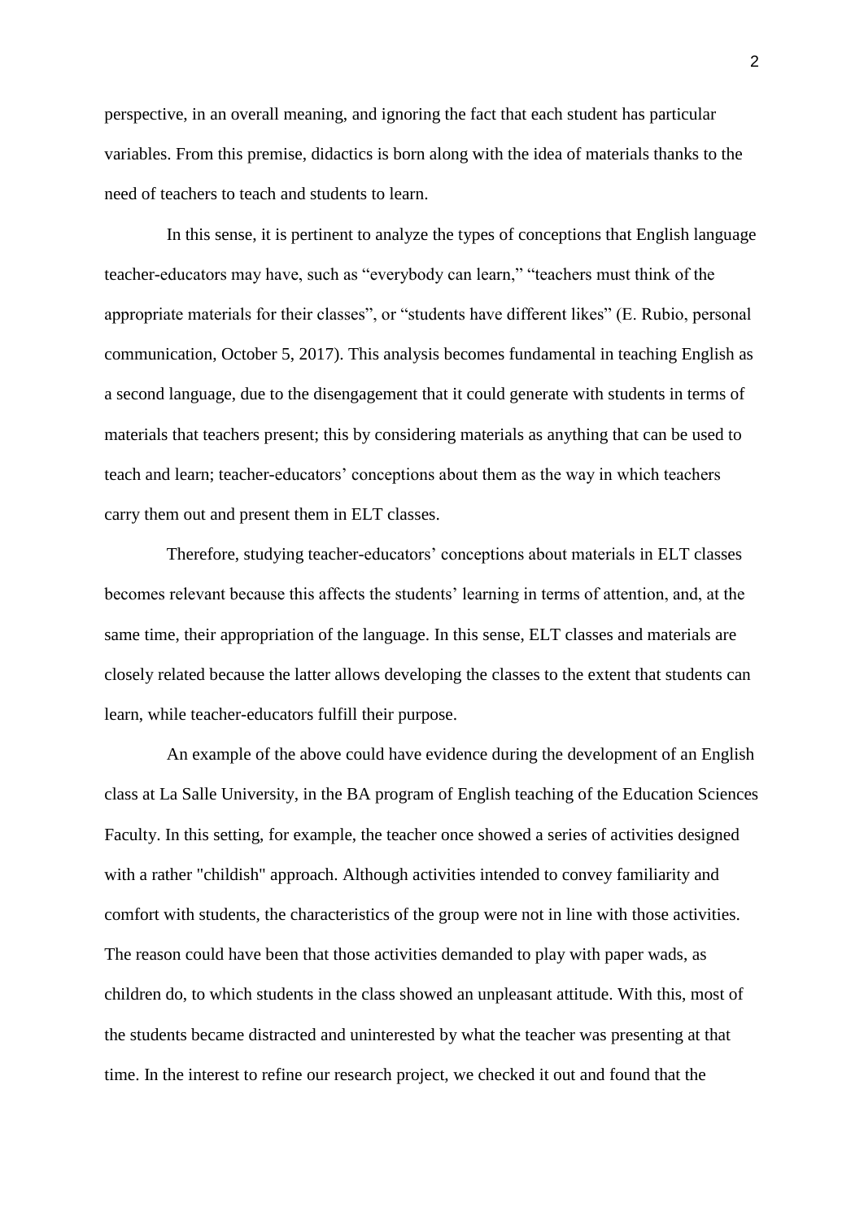perspective, in an overall meaning, and ignoring the fact that each student has particular variables. From this premise, didactics is born along with the idea of materials thanks to the need of teachers to teach and students to learn.

In this sense, it is pertinent to analyze the types of conceptions that English language teacher-educators may have, such as "everybody can learn," "teachers must think of the appropriate materials for their classes", or "students have different likes" (E. Rubio, personal communication, October 5, 2017). This analysis becomes fundamental in teaching English as a second language, due to the disengagement that it could generate with students in terms of materials that teachers present; this by considering materials as anything that can be used to teach and learn; teacher-educators' conceptions about them as the way in which teachers carry them out and present them in ELT classes.

Therefore, studying teacher-educators' conceptions about materials in ELT classes becomes relevant because this affects the students' learning in terms of attention, and, at the same time, their appropriation of the language. In this sense, ELT classes and materials are closely related because the latter allows developing the classes to the extent that students can learn, while teacher-educators fulfill their purpose.

An example of the above could have evidence during the development of an English class at La Salle University, in the BA program of English teaching of the Education Sciences Faculty. In this setting, for example, the teacher once showed a series of activities designed with a rather "childish" approach. Although activities intended to convey familiarity and comfort with students, the characteristics of the group were not in line with those activities. The reason could have been that those activities demanded to play with paper wads, as children do, to which students in the class showed an unpleasant attitude. With this, most of the students became distracted and uninterested by what the teacher was presenting at that time. In the interest to refine our research project, we checked it out and found that the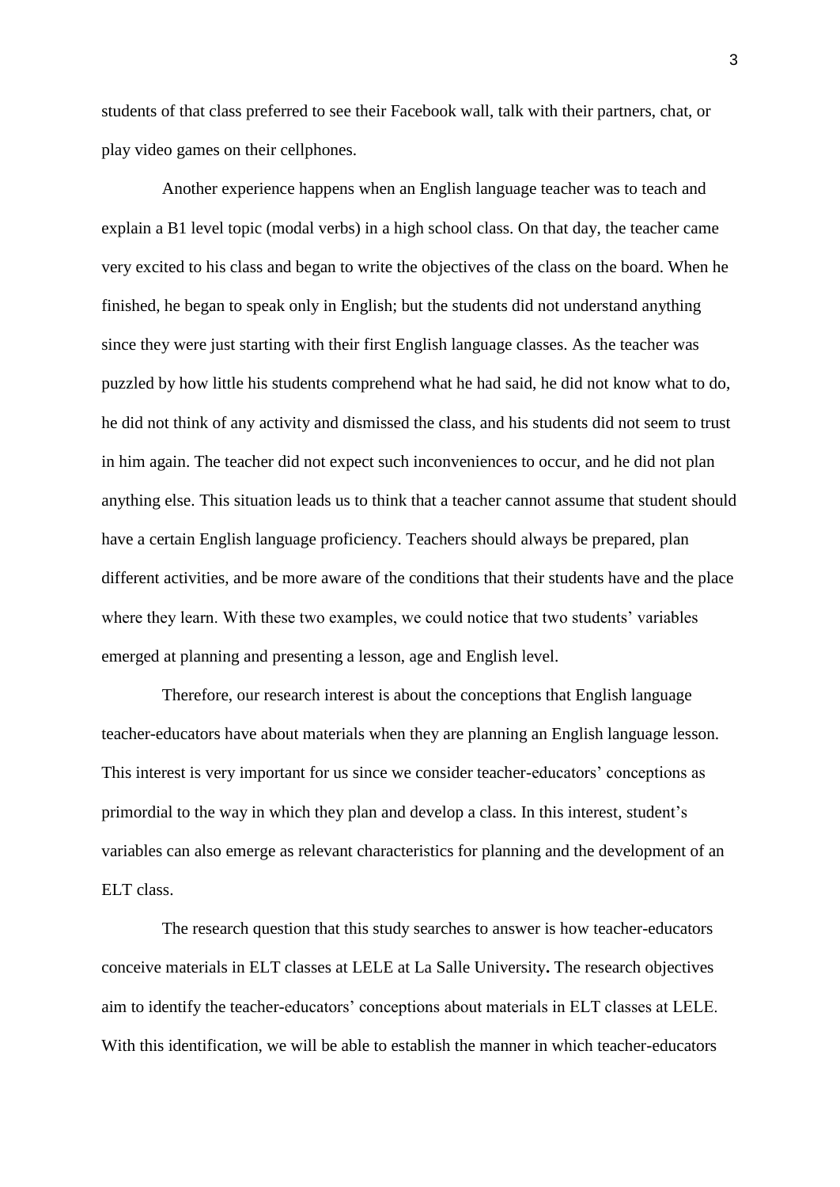students of that class preferred to see their Facebook wall, talk with their partners, chat, or play video games on their cellphones.

Another experience happens when an English language teacher was to teach and explain a B1 level topic (modal verbs) in a high school class. On that day, the teacher came very excited to his class and began to write the objectives of the class on the board. When he finished, he began to speak only in English; but the students did not understand anything since they were just starting with their first English language classes. As the teacher was puzzled by how little his students comprehend what he had said, he did not know what to do, he did not think of any activity and dismissed the class, and his students did not seem to trust in him again. The teacher did not expect such inconveniences to occur, and he did not plan anything else. This situation leads us to think that a teacher cannot assume that student should have a certain English language proficiency. Teachers should always be prepared, plan different activities, and be more aware of the conditions that their students have and the place where they learn. With these two examples, we could notice that two students' variables emerged at planning and presenting a lesson, age and English level.

Therefore, our research interest is about the conceptions that English language teacher-educators have about materials when they are planning an English language lesson. This interest is very important for us since we consider teacher-educators' conceptions as primordial to the way in which they plan and develop a class. In this interest, student's variables can also emerge as relevant characteristics for planning and the development of an ELT class.

The research question that this study searches to answer is how teacher-educators conceive materials in ELT classes at LELE at La Salle University**.** The research objectives aim to identify the teacher-educators' conceptions about materials in ELT classes at LELE. With this identification, we will be able to establish the manner in which teacher-educators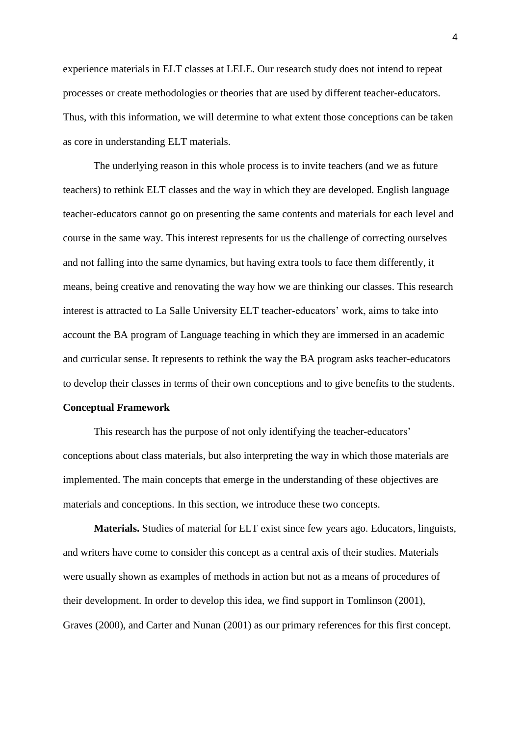experience materials in ELT classes at LELE. Our research study does not intend to repeat processes or create methodologies or theories that are used by different teacher-educators. Thus, with this information, we will determine to what extent those conceptions can be taken as core in understanding ELT materials.

The underlying reason in this whole process is to invite teachers (and we as future teachers) to rethink ELT classes and the way in which they are developed. English language teacher-educators cannot go on presenting the same contents and materials for each level and course in the same way. This interest represents for us the challenge of correcting ourselves and not falling into the same dynamics, but having extra tools to face them differently, it means, being creative and renovating the way how we are thinking our classes. This research interest is attracted to La Salle University ELT teacher-educators' work, aims to take into account the BA program of Language teaching in which they are immersed in an academic and curricular sense. It represents to rethink the way the BA program asks teacher-educators to develop their classes in terms of their own conceptions and to give benefits to the students.

## Conceptual Framework

This research has the purpose of not only identifying the teacher-educators' conceptions about class materials, but also interpreting the way in which those materials are implemented. The main concepts that emerge in the understanding of these objectives are materials and conceptions. In this section, we introduce these two concepts.

**Materials.** Studies of material for ELT exist since few years ago. Educators, linguists, and writers have come to consider this concept as a central axis of their studies. Materials were usually shown as examples of methods in action but not as a means of procedures of their development. In order to develop this idea, we find support in Tomlinson (2001), Graves (2000), and Carter and Nunan (2001) as our primary references for this first concept.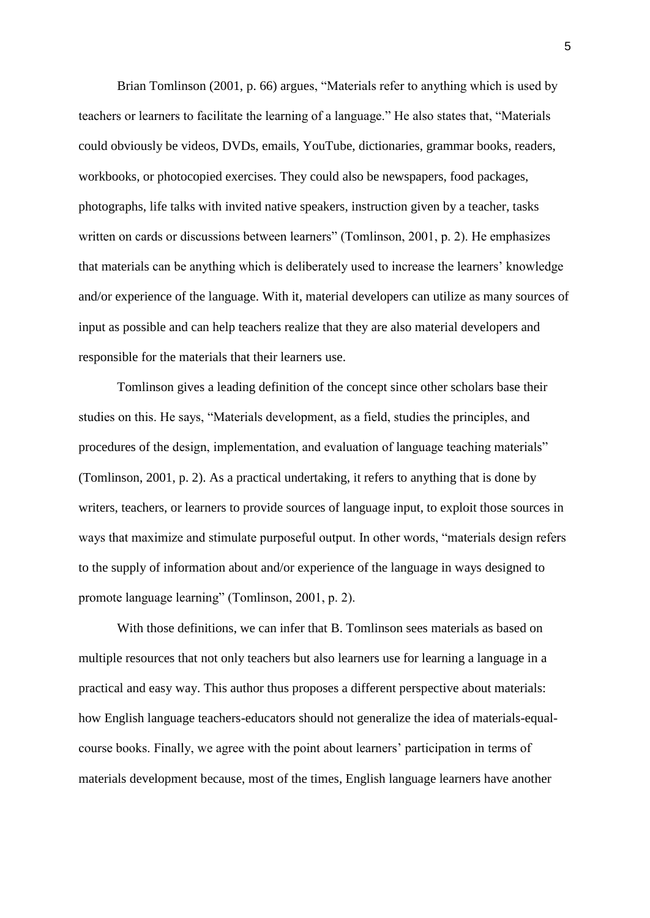Brian Tomlinson (2001, p. 66) argues, "Materials refer to anything which is used by teachers or learners to facilitate the learning of a language." He also states that, "Materials could obviously be videos, DVDs, emails, YouTube, dictionaries, grammar books, readers, workbooks, or photocopied exercises. They could also be newspapers, food packages, photographs, life talks with invited native speakers, instruction given by a teacher, tasks written on cards or discussions between learners" (Tomlinson, 2001, p. 2). He emphasizes that materials can be anything which is deliberately used to increase the learners' knowledge and/or experience of the language. With it, material developers can utilize as many sources of input as possible and can help teachers realize that they are also material developers and responsible for the materials that their learners use.

Tomlinson gives a leading definition of the concept since other scholars base their studies on this. He says, "Materials development, as a field, studies the principles, and procedures of the design, implementation, and evaluation of language teaching materials" (Tomlinson, 2001, p. 2). As a practical undertaking, it refers to anything that is done by writers, teachers, or learners to provide sources of language input, to exploit those sources in ways that maximize and stimulate purposeful output. In other words, "materials design refers to the supply of information about and/or experience of the language in ways designed to promote language learning" (Tomlinson, 2001, p. 2).

With those definitions, we can infer that B. Tomlinson sees materials as based on multiple resources that not only teachers but also learners use for learning a language in a practical and easy way. This author thus proposes a different perspective about materials: how English language teachers-educators should not generalize the idea of materials-equal-course books. Finally, we agree with the point about learners' participation in terms of materials development because, most of the times, English language learners have another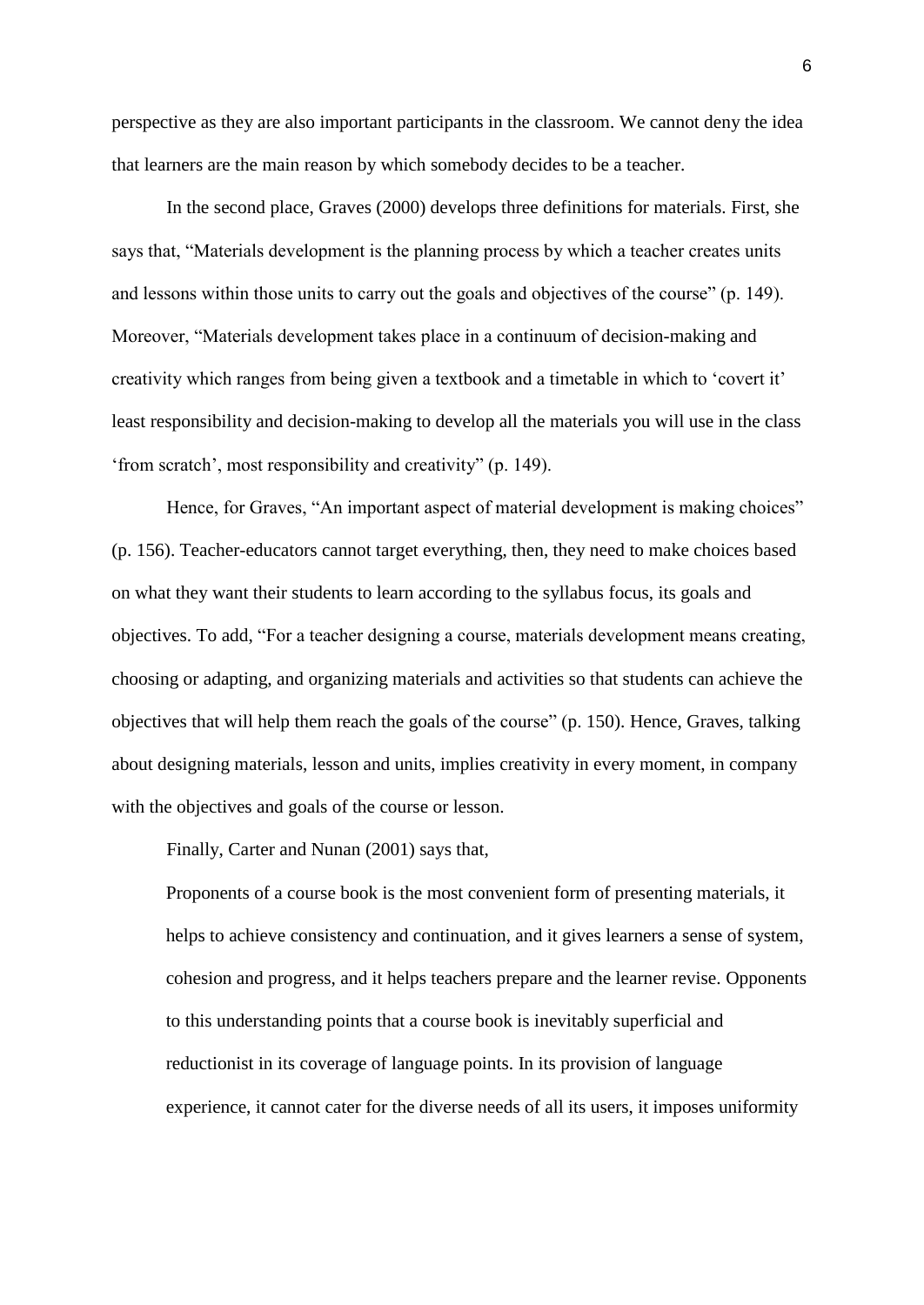perspective as they are also important participants in the classroom. We cannot deny the idea that learners are the main reason by which somebody decides to be a teacher.

In the second place, Graves (2000) develops three definitions for materials. First, she says that, "Materials development is the planning process by which a teacher creates units and lessons within those units to carry out the goals and objectives of the course" (p. 149). Moreover, "Materials development takes place in a continuum of decision-making and creativity which ranges from being given a textbook and a timetable in which to 'covert it' least responsibility and decision-making to develop all the materials you will use in the class 'from scratch', most responsibility and creativity" (p. 149).

Hence, for Graves, "An important aspect of material development is making choices" (p. 156). Teacher-educators cannot target everything, then, they need to make choices based on what they want their students to learn according to the syllabus focus, its goals and objectives. To add, "For a teacher designing a course, materials development means creating, choosing or adapting, and organizing materials and activities so that students can achieve the objectives that will help them reach the goals of the course" (p. 150). Hence, Graves, talking about designing materials, lesson and units, implies creativity in every moment, in company with the objectives and goals of the course or lesson.

Finally, Carter and Nunan (2001) says that,

> Proponents of a course book is the most convenient form of presenting materials, it helps to achieve consistency and continuation, and it gives learners a sense of system, cohesion and progress, and it helps teachers prepare and the learner revise. Opponents to this understanding points that a course book is inevitably superficial and reductionist in its coverage of language points. In its provision of language experience, it cannot cater for the diverse needs of all its users, it imposes uniformity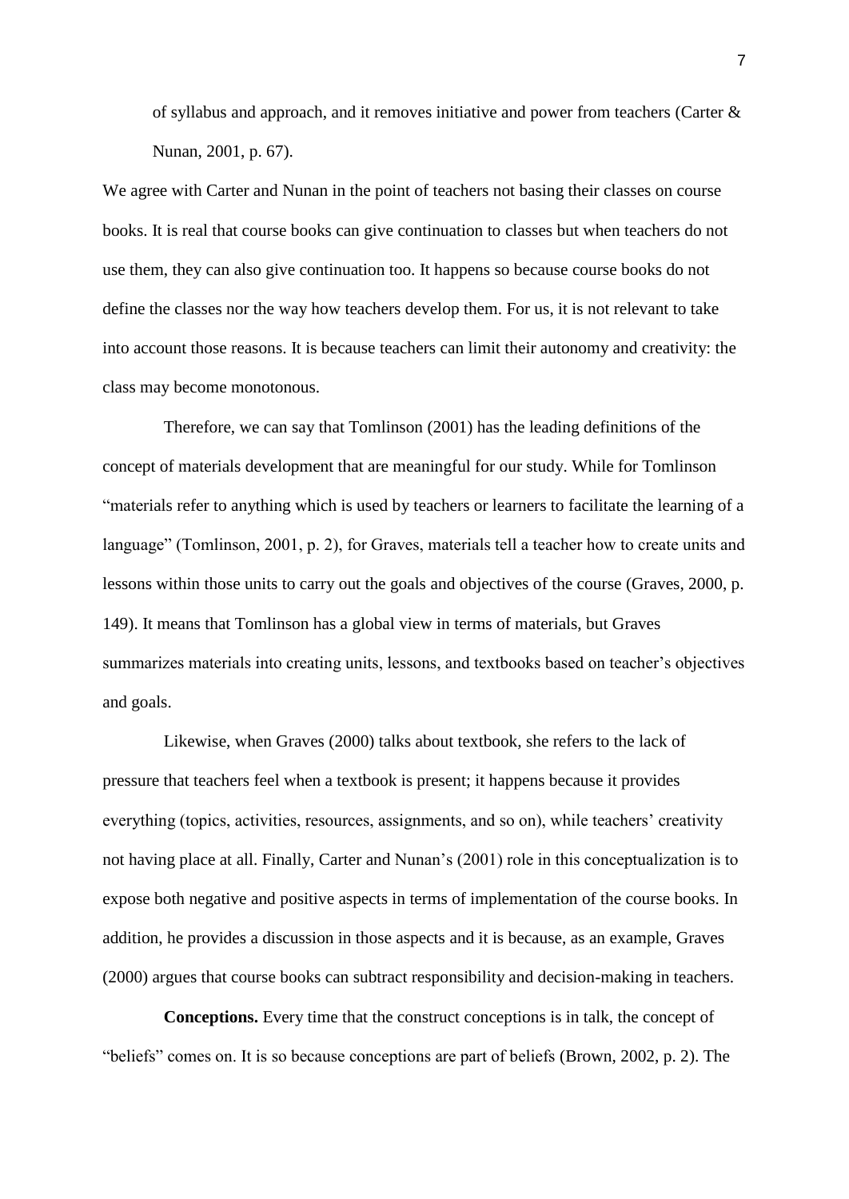of syllabus and approach, and it removes initiative and power from teachers (Carter & Nunan, 2001, p. 67).

We agree with Carter and Nunan in the point of teachers not basing their classes on course books. It is real that course books can give continuation to classes but when teachers do not use them, they can also give continuation too. It happens so because course books do not define the classes nor the way how teachers develop them. For us, it is not relevant to take into account those reasons. It is because teachers can limit their autonomy and creativity: the class may become monotonous.

Therefore, we can say that Tomlinson (2001) has the leading definitions of the concept of materials development that are meaningful for our study. While for Tomlinson "materials refer to anything which is used by teachers or learners to facilitate the learning of a language" (Tomlinson, 2001, p. 2), for Graves, materials tell a teacher how to create units and lessons within those units to carry out the goals and objectives of the course (Graves, 2000, p. 149). It means that Tomlinson has a global view in terms of materials, but Graves summarizes materials into creating units, lessons, and textbooks based on teacher's objectives and goals.

Likewise, when Graves (2000) talks about textbook, she refers to the lack of pressure that teachers feel when a textbook is present; it happens because it provides everything (topics, activities, resources, assignments, and so on), while teachers' creativity not having place at all. Finally, Carter and Nunan's (2001) role in this conceptualization is to expose both negative and positive aspects in terms of implementation of the course books. In addition, he provides a discussion in those aspects and it is because, as an example, Graves (2000) argues that course books can subtract responsibility and decision-making in teachers.

**Conceptions.** Every time that the construct conceptions is in talk, the concept of "beliefs" comes on. It is so because conceptions are part of beliefs (Brown, 2002, p. 2). The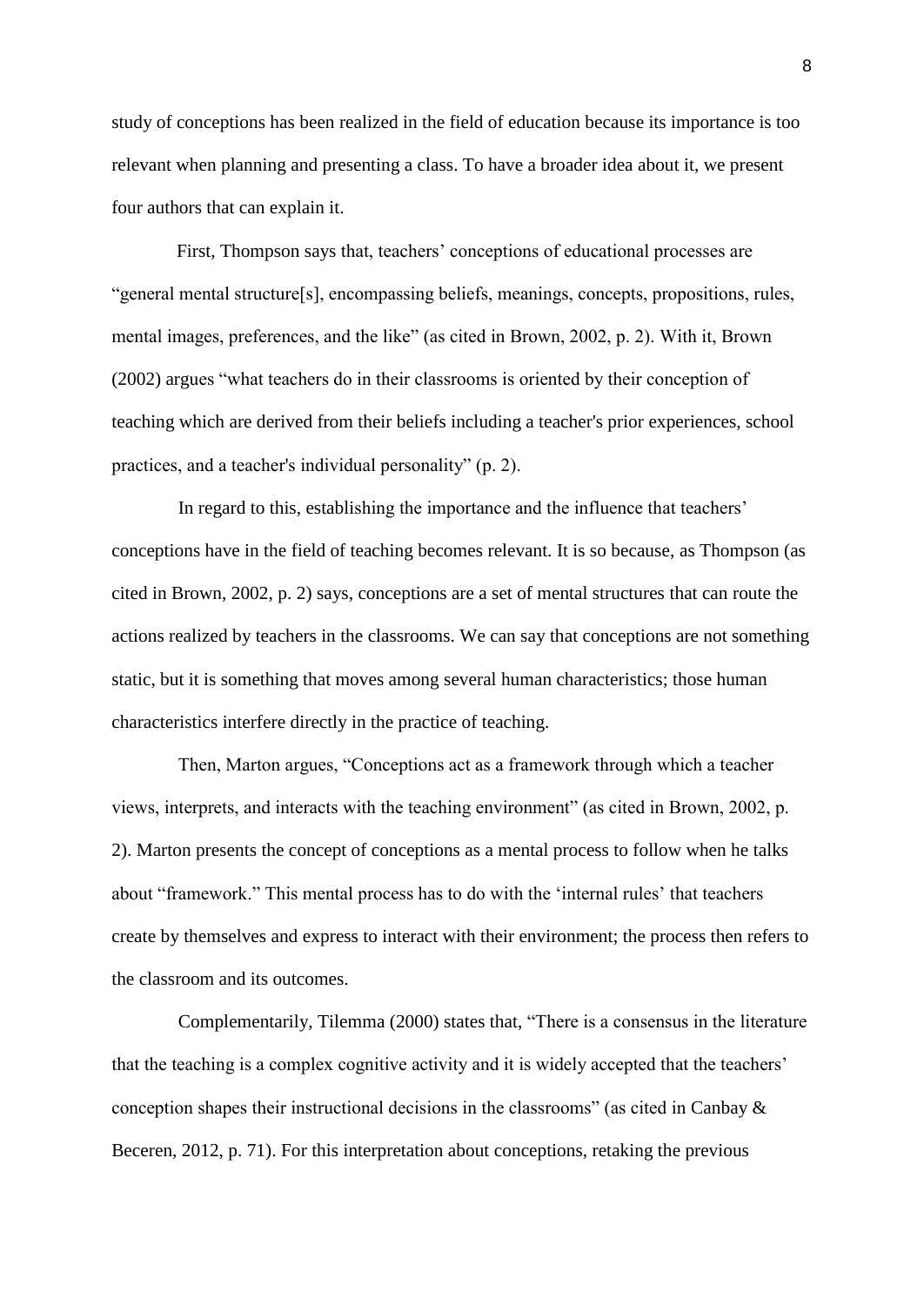study of conceptions has been realized in the field of education because its importance is too relevant when planning and presenting a class. To have a broader idea about it, we present four authors that can explain it.

First, Thompson says that, teachers' conceptions of educational processes are "general mental structure[s], encompassing beliefs, meanings, concepts, propositions, rules, mental images, preferences, and the like" (as cited in Brown, 2002, p. 2). With it, Brown (2002) argues "what teachers do in their classrooms is oriented by their conception of teaching which are derived from their beliefs including a teacher's prior experiences, school practices, and a teacher's individual personality" (p. 2).

In regard to this, establishing the importance and the influence that teachers' conceptions have in the field of teaching becomes relevant. It is so because, as Thompson (as cited in Brown, 2002, p. 2) says, conceptions are a set of mental structures that can route the actions realized by teachers in the classrooms. We can say that conceptions are not something static, but it is something that moves among several human characteristics; those human characteristics interfere directly in the practice of teaching.

Then, Marton argues, "Conceptions act as a framework through which a teacher views, interprets, and interacts with the teaching environment" (as cited in Brown, 2002, p. 2). Marton presents the concept of conceptions as a mental process to follow when he talks about "framework." This mental process has to do with the 'internal rules' that teachers create by themselves and express to interact with their environment; the process then refers to the classroom and its outcomes.

Complementarily, Tilemma (2000) states that, "There is a consensus in the literature that the teaching is a complex cognitive activity and it is widely accepted that the teachers' conception shapes their instructional decisions in the classrooms" (as cited in Canbay & Beceren, 2012, p. 71). For this interpretation about conceptions, retaking the previous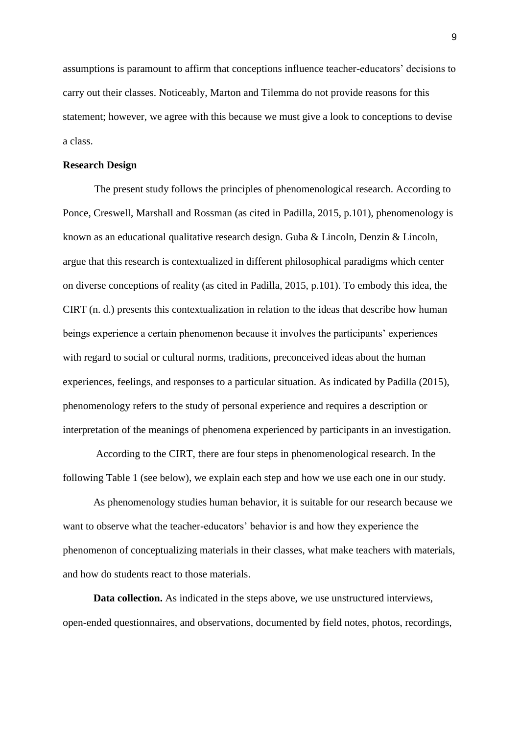assumptions is paramount to affirm that conceptions influence teacher-educators' decisions to carry out their classes. Noticeably, Marton and Tilemma do not provide reasons for this statement; however, we agree with this because we must give a look to conceptions to devise a class.

**Research Design**

The present study follows the principles of phenomenological research. According to Ponce, Creswell, Marshall and Rossman (as cited in Padilla, 2015, p.101), phenomenology is known as an educational qualitative research design. Guba & Lincoln, Denzin & Lincoln, argue that this research is contextualized in different philosophical paradigms which center on diverse conceptions of reality (as cited in Padilla, 2015, p.101). To embody this idea, the CIRT (n. d.) presents this contextualization in relation to the ideas that describe how human beings experience a certain phenomenon because it involves the participants' experiences with regard to social or cultural norms, traditions, preconceived ideas about the human experiences, feelings, and responses to a particular situation. As indicated by Padilla (2015), phenomenology refers to the study of personal experience and requires a description or interpretation of the meanings of phenomena experienced by participants in an investigation.

According to the CIRT, there are four steps in phenomenological research. In the following Table 1 (see below), we explain each step and how we use each one in our study.

As phenomenology studies human behavior, it is suitable for our research because we want to observe what the teacher-educators' behavior is and how they experience the phenomenon of conceptualizing materials in their classes, what make teachers with materials, and how do students react to those materials.

**Data collection.** As indicated in the steps above, we use unstructured interviews, open-ended questionnaires, and observations, documented by field notes, photos, recordings,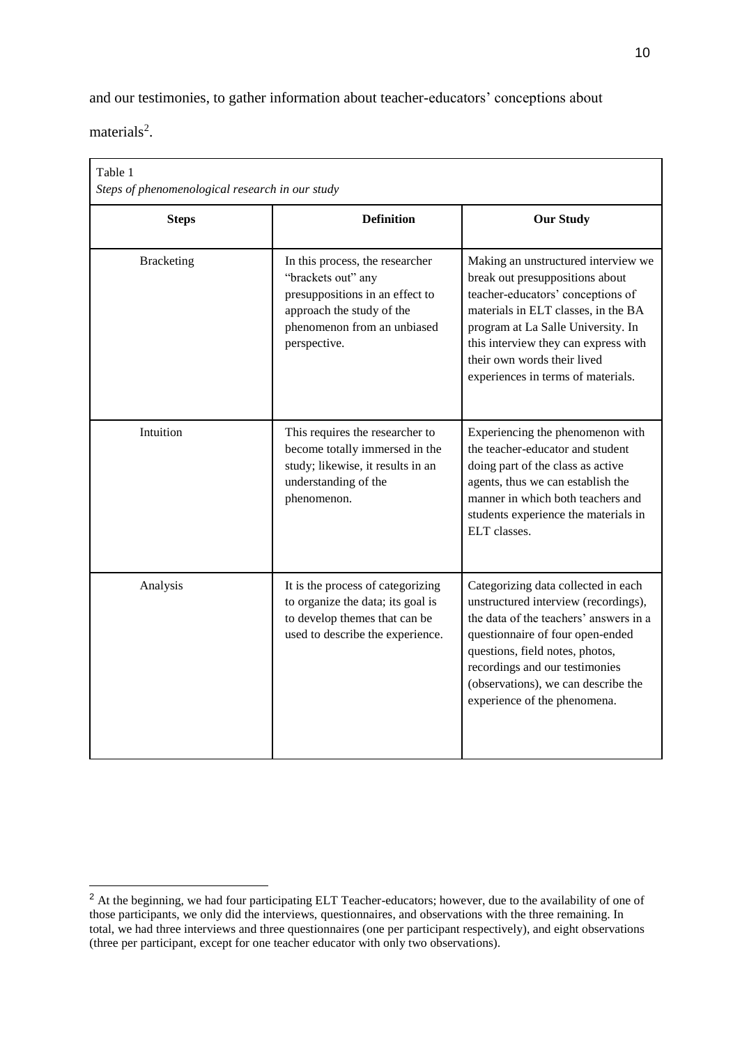and our testimonies, to gather information about teacher-educators' conceptions about materials[2].

Table 1
*Steps of phenomenological research in our study*

| Steps | Definition | Our Study |
|---|---|---|
| Bracketing | In this process, the researcher "brackets out" any presuppositions in an effect to approach the study of the phenomenon from an unbiased perspective. | Making an unstructured interview we break out presuppositions about teacher-educators' conceptions of materials in ELT classes, in the BA program at La Salle University. In this interview they can express with their own words their lived experiences in terms of materials. |
| Intuition | This requires the researcher to become totally immersed in the study; likewise, it results in an understanding of the phenomenon. | Experiencing the phenomenon with the teacher-educator and student doing part of the class as active agents, thus we can establish the manner in which both teachers and students experience the materials in ELT classes. |
| Analysis | It is the process of categorizing to organize the data; its goal is to develop themes that can be used to describe the experience. | Categorizing data collected in each unstructured interview (recordings), the data of the teachers' answers in a questionnaire of four open-ended questions, field notes, photos, recordings and our testimonies (observations), we can describe the experience of the phenomena. |

[2] At the beginning, we had four participating ELT Teacher-educators; however, due to the availability of one of those participants, we only did the interviews, questionnaires, and observations with the three remaining. In total, we had three interviews and three questionnaires (one per participant respectively), and eight observations (three per participant, except for one teacher educator with only two observations).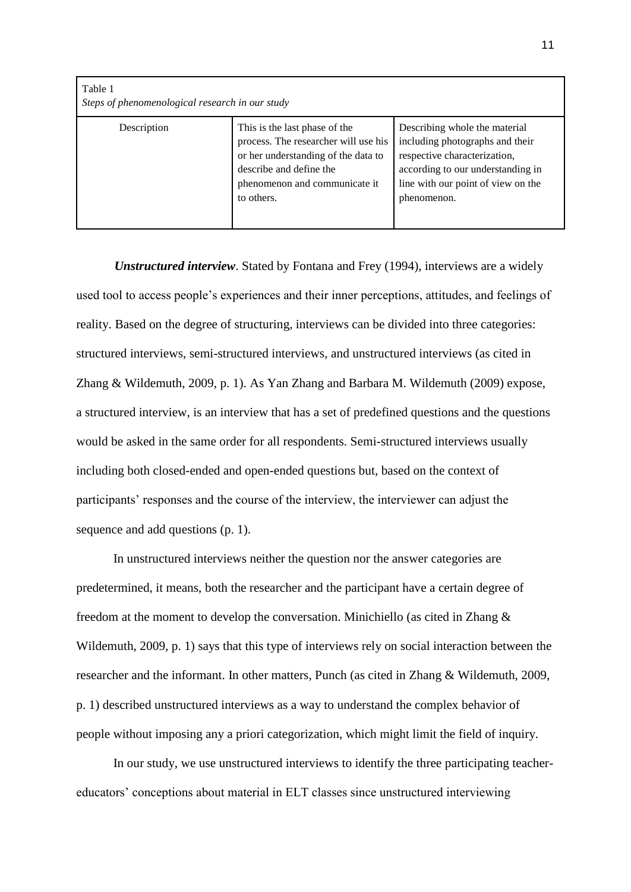Table 1
*Steps of phenomenological research in our study*

| Description | This is the last phase of the process. The researcher will use his or her understanding of the data to describe and define the phenomenon and communicate it to others. | Describing whole the material including photographs and their respective characterization, according to our understanding in line with our point of view on the phenomenon. |
|---|---|---|

***Unstructured interview***. Stated by Fontana and Frey (1994), interviews are a widely used tool to access people's experiences and their inner perceptions, attitudes, and feelings of reality. Based on the degree of structuring, interviews can be divided into three categories: structured interviews, semi-structured interviews, and unstructured interviews (as cited in Zhang & Wildemuth, 2009, p. 1). As Yan Zhang and Barbara M. Wildemuth (2009) expose, a structured interview, is an interview that has a set of predefined questions and the questions would be asked in the same order for all respondents. Semi-structured interviews usually including both closed-ended and open-ended questions but, based on the context of participants' responses and the course of the interview, the interviewer can adjust the sequence and add questions (p. 1).

In unstructured interviews neither the question nor the answer categories are predetermined, it means, both the researcher and the participant have a certain degree of freedom at the moment to develop the conversation. Minichiello (as cited in Zhang & Wildemuth, 2009, p. 1) says that this type of interviews rely on social interaction between the researcher and the informant. In other matters, Punch (as cited in Zhang & Wildemuth, 2009, p. 1) described unstructured interviews as a way to understand the complex behavior of people without imposing any a priori categorization, which might limit the field of inquiry.

In our study, we use unstructured interviews to identify the three participating teacher-educators' conceptions about material in ELT classes since unstructured interviewing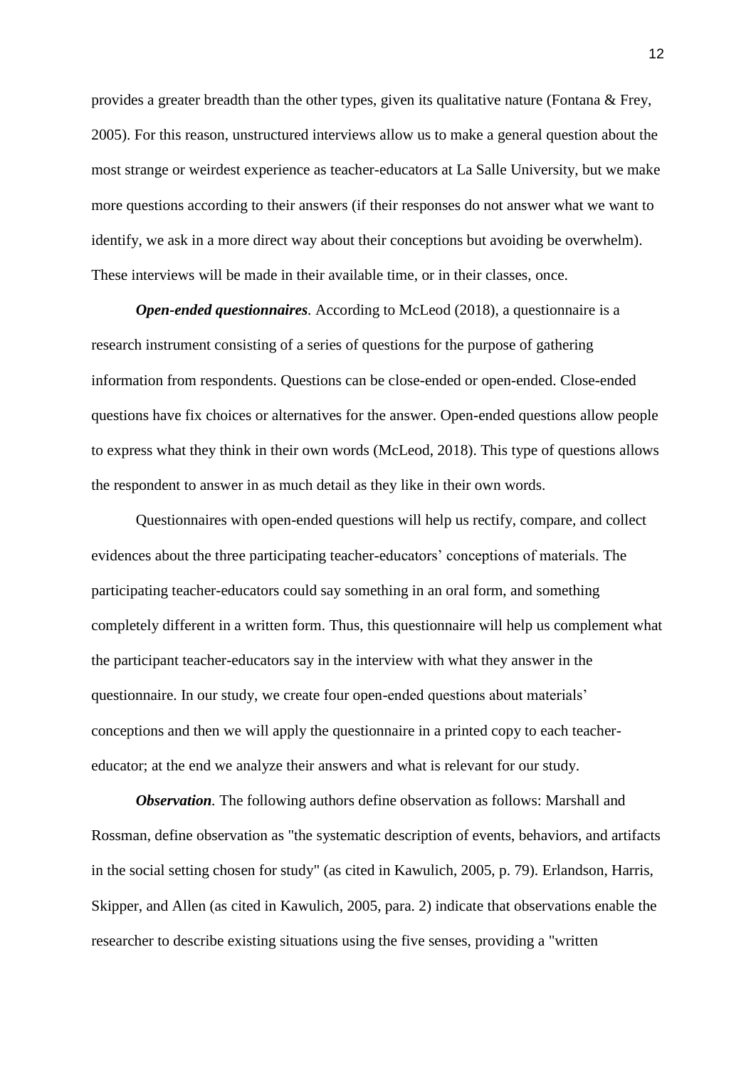provides a greater breadth than the other types, given its qualitative nature (Fontana & Frey, 2005). For this reason, unstructured interviews allow us to make a general question about the most strange or weirdest experience as teacher-educators at La Salle University, but we make more questions according to their answers (if their responses do not answer what we want to identify, we ask in a more direct way about their conceptions but avoiding be overwhelm). These interviews will be made in their available time, or in their classes, once.

***Open-ended questionnaires.*** According to McLeod (2018), a questionnaire is a research instrument consisting of a series of questions for the purpose of gathering information from respondents. Questions can be close-ended or open-ended. Close-ended questions have fix choices or alternatives for the answer. Open-ended questions allow people to express what they think in their own words (McLeod, 2018). This type of questions allows the respondent to answer in as much detail as they like in their own words.

Questionnaires with open-ended questions will help us rectify, compare, and collect evidences about the three participating teacher-educators' conceptions of materials. The participating teacher-educators could say something in an oral form, and something completely different in a written form. Thus, this questionnaire will help us complement what the participant teacher-educators say in the interview with what they answer in the questionnaire. In our study, we create four open-ended questions about materials' conceptions and then we will apply the questionnaire in a printed copy to each teacher-educator; at the end we analyze their answers and what is relevant for our study.

***Observation.*** The following authors define observation as follows: Marshall and Rossman, define observation as "the systematic description of events, behaviors, and artifacts in the social setting chosen for study" (as cited in Kawulich, 2005, p. 79). Erlandson, Harris, Skipper, and Allen (as cited in Kawulich, 2005, para. 2) indicate that observations enable the researcher to describe existing situations using the five senses, providing a "written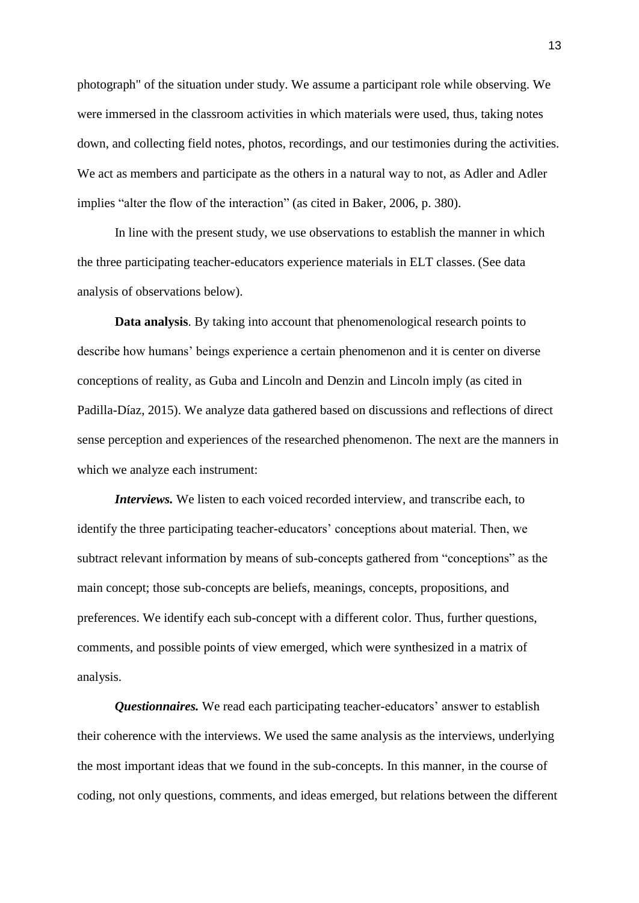photograph" of the situation under study. We assume a participant role while observing. We were immersed in the classroom activities in which materials were used, thus, taking notes down, and collecting field notes, photos, recordings, and our testimonies during the activities. We act as members and participate as the others in a natural way to not, as Adler and Adler implies "alter the flow of the interaction" (as cited in Baker, 2006, p. 380).

In line with the present study, we use observations to establish the manner in which the three participating teacher-educators experience materials in ELT classes. (See data analysis of observations below).

**Data analysis**. By taking into account that phenomenological research points to describe how humans' beings experience a certain phenomenon and it is center on diverse conceptions of reality, as Guba and Lincoln and Denzin and Lincoln imply (as cited in Padilla-Díaz, 2015). We analyze data gathered based on discussions and reflections of direct sense perception and experiences of the researched phenomenon. The next are the manners in which we analyze each instrument:

***Interviews.*** We listen to each voiced recorded interview, and transcribe each, to identify the three participating teacher-educators' conceptions about material. Then, we subtract relevant information by means of sub-concepts gathered from "conceptions" as the main concept; those sub-concepts are beliefs, meanings, concepts, propositions, and preferences. We identify each sub-concept with a different color. Thus, further questions, comments, and possible points of view emerged, which were synthesized in a matrix of analysis.

***Questionnaires.*** We read each participating teacher-educators' answer to establish their coherence with the interviews. We used the same analysis as the interviews, underlying the most important ideas that we found in the sub-concepts. In this manner, in the course of coding, not only questions, comments, and ideas emerged, but relations between the different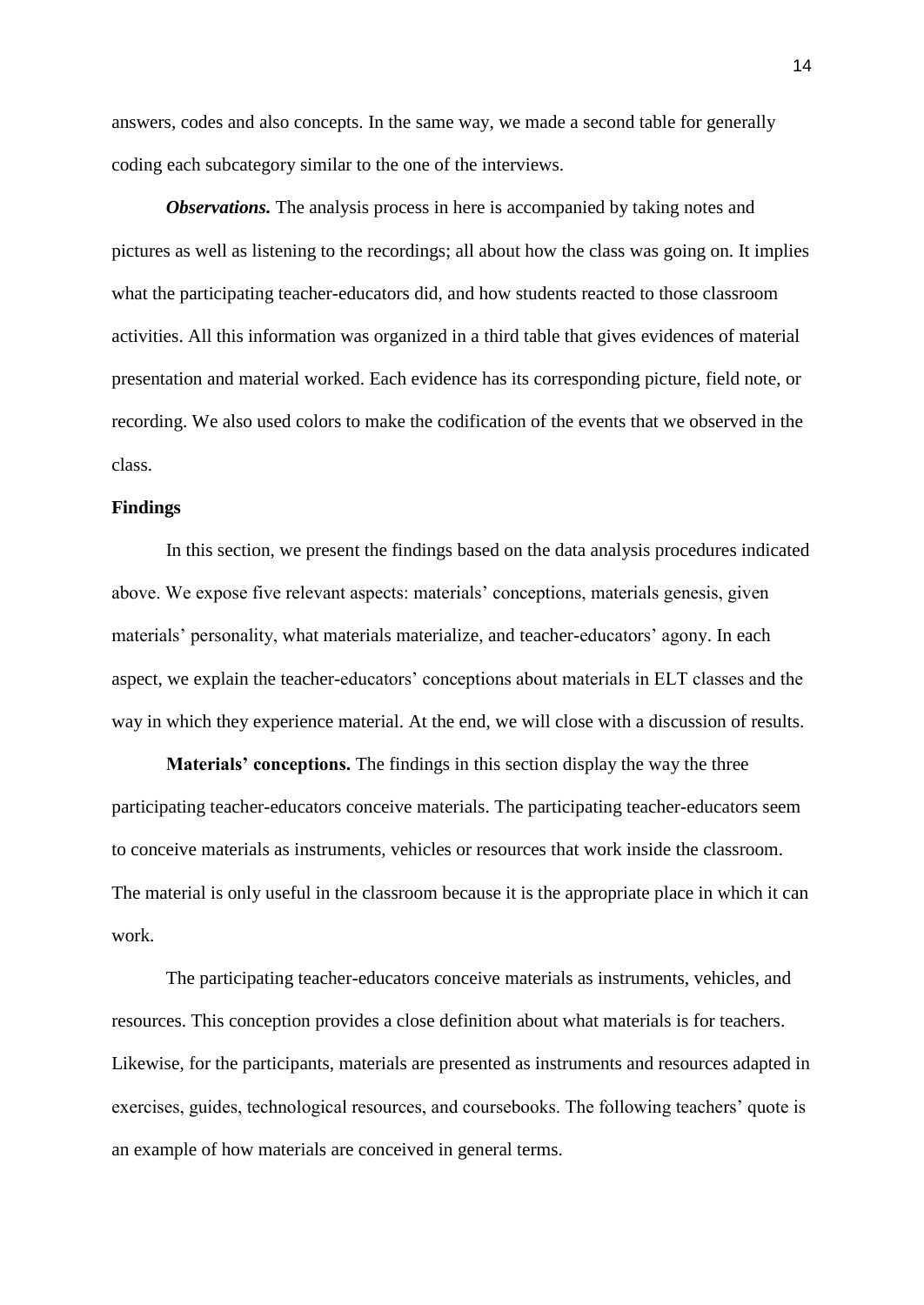answers, codes and also concepts. In the same way, we made a second table for generally coding each subcategory similar to the one of the interviews.

***Observations.*** The analysis process in here is accompanied by taking notes and pictures as well as listening to the recordings; all about how the class was going on. It implies what the participating teacher-educators did, and how students reacted to those classroom activities. All this information was organized in a third table that gives evidences of material presentation and material worked. Each evidence has its corresponding picture, field note, or recording. We also used colors to make the codification of the events that we observed in the class.

## Findings

In this section, we present the findings based on the data analysis procedures indicated above. We expose five relevant aspects: materials' conceptions, materials genesis, given materials' personality, what materials materialize, and teacher-educators' agony. In each aspect, we explain the teacher-educators' conceptions about materials in ELT classes and the way in which they experience material. At the end, we will close with a discussion of results.

**Materials' conceptions.** The findings in this section display the way the three participating teacher-educators conceive materials. The participating teacher-educators seem to conceive materials as instruments, vehicles or resources that work inside the classroom. The material is only useful in the classroom because it is the appropriate place in which it can work.

The participating teacher-educators conceive materials as instruments, vehicles, and resources. This conception provides a close definition about what materials is for teachers. Likewise, for the participants, materials are presented as instruments and resources adapted in exercises, guides, technological resources, and coursebooks. The following teachers' quote is an example of how materials are conceived in general terms.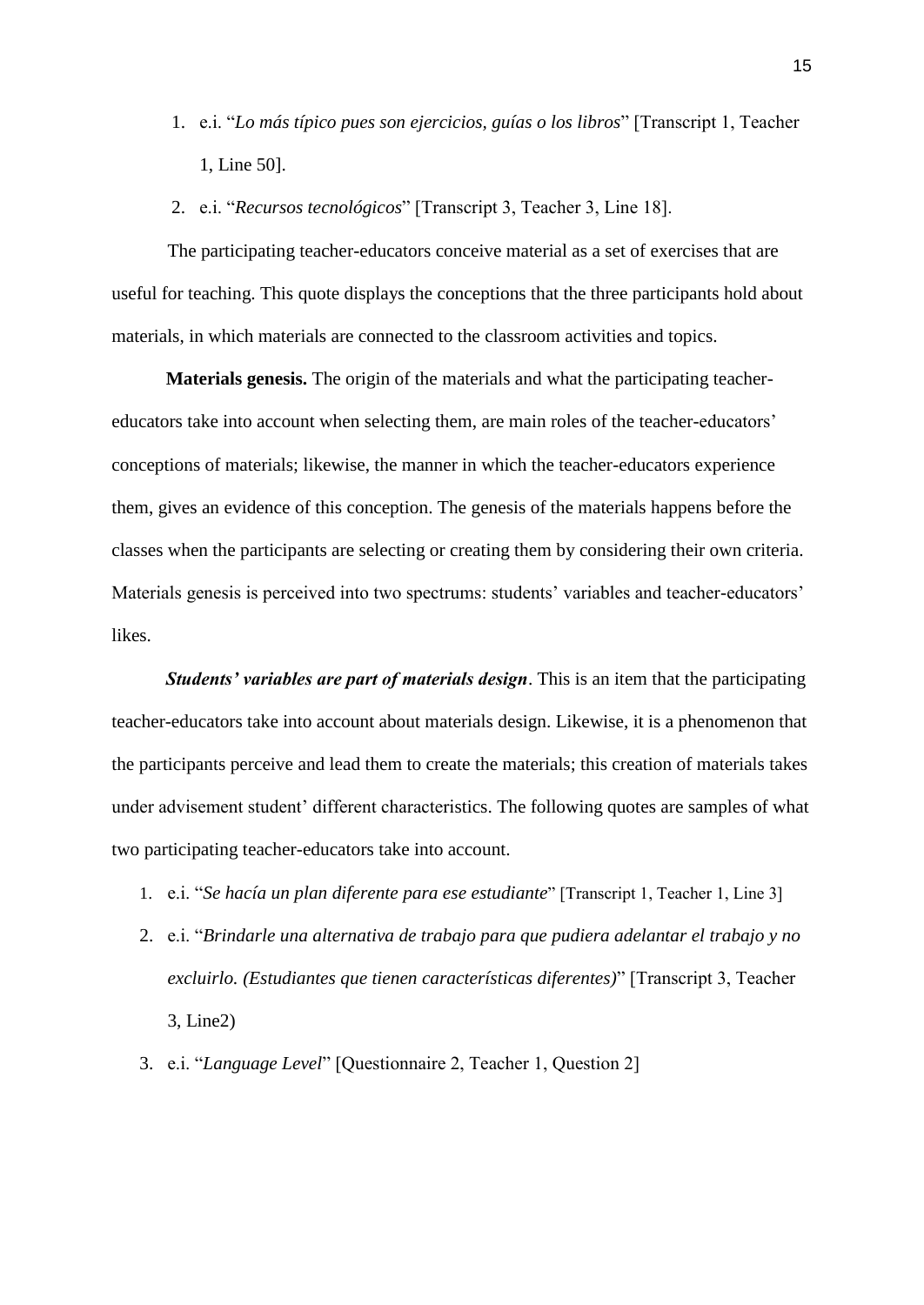1. e.i. "*Lo más típico pues son ejercicios, guías o los libros*" [Transcript 1, Teacher 1, Line 50].
2. e.i. "*Recursos tecnológicos*" [Transcript 3, Teacher 3, Line 18].

The participating teacher-educators conceive material as a set of exercises that are useful for teaching. This quote displays the conceptions that the three participants hold about materials, in which materials are connected to the classroom activities and topics.

**Materials genesis.** The origin of the materials and what the participating teacher-educators take into account when selecting them, are main roles of the teacher-educators' conceptions of materials; likewise, the manner in which the teacher-educators experience them, gives an evidence of this conception. The genesis of the materials happens before the classes when the participants are selecting or creating them by considering their own criteria. Materials genesis is perceived into two spectrums: students' variables and teacher-educators' likes.

***Students' variables are part of materials design***. This is an item that the participating teacher-educators take into account about materials design. Likewise, it is a phenomenon that the participants perceive and lead them to create the materials; this creation of materials takes under advisement student' different characteristics. The following quotes are samples of what two participating teacher-educators take into account.

1. e.i. "*Se hacía un plan diferente para ese estudiante*" [Transcript 1, Teacher 1, Line 3]
2. e.i. "*Brindarle una alternativa de trabajo para que pudiera adelantar el trabajo y no excluirlo. (Estudiantes que tienen características diferentes)*" [Transcript 3, Teacher 3, Line2)
3. e.i. "*Language Level*" [Questionnaire 2, Teacher 1, Question 2]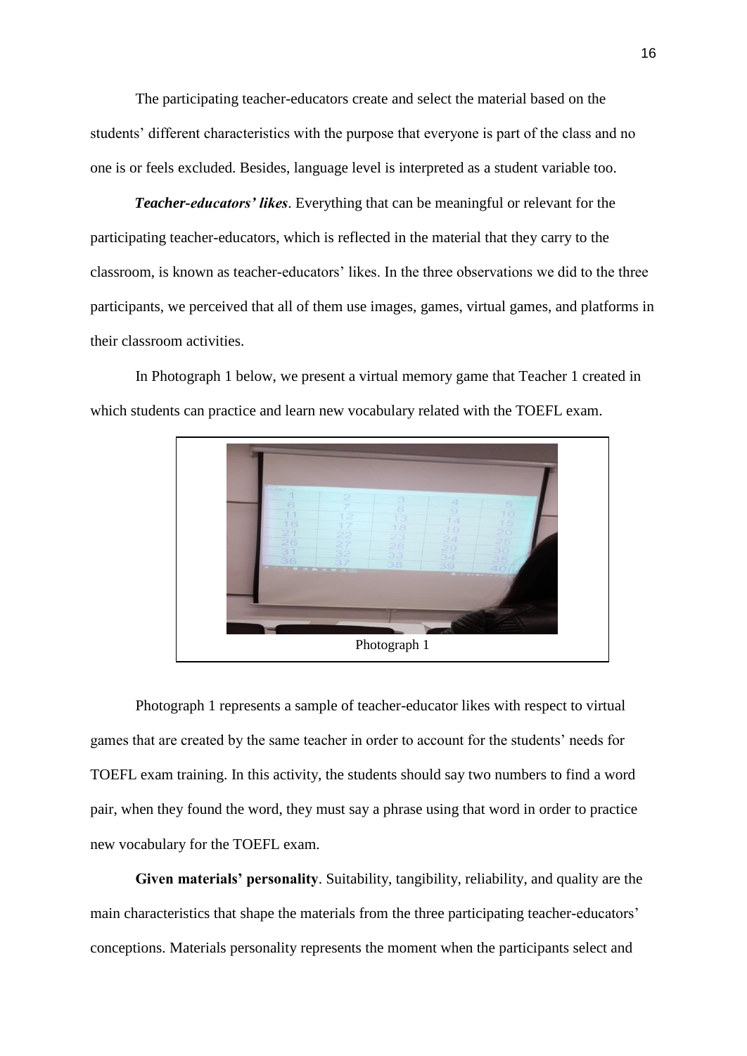The participating teacher-educators create and select the material based on the students' different characteristics with the purpose that everyone is part of the class and no one is or feels excluded. Besides, language level is interpreted as a student variable too.

***Teacher-educators' likes***. Everything that can be meaningful or relevant for the participating teacher-educators, which is reflected in the material that they carry to the classroom, is known as teacher-educators' likes. In the three observations we did to the three participants, we perceived that all of them use images, games, virtual games, and platforms in their classroom activities.

In Photograph 1 below, we present a virtual memory game that Teacher 1 created in which students can practice and learn new vocabulary related with the TOEFL exam.

Photograph 1

Photograph 1 represents a sample of teacher-educator likes with respect to virtual games that are created by the same teacher in order to account for the students' needs for TOEFL exam training. In this activity, the students should say two numbers to find a word pair, when they found the word, they must say a phrase using that word in order to practice new vocabulary for the TOEFL exam.

**Given materials' personality**. Suitability, tangibility, reliability, and quality are the main characteristics that shape the materials from the three participating teacher-educators' conceptions. Materials personality represents the moment when the participants select and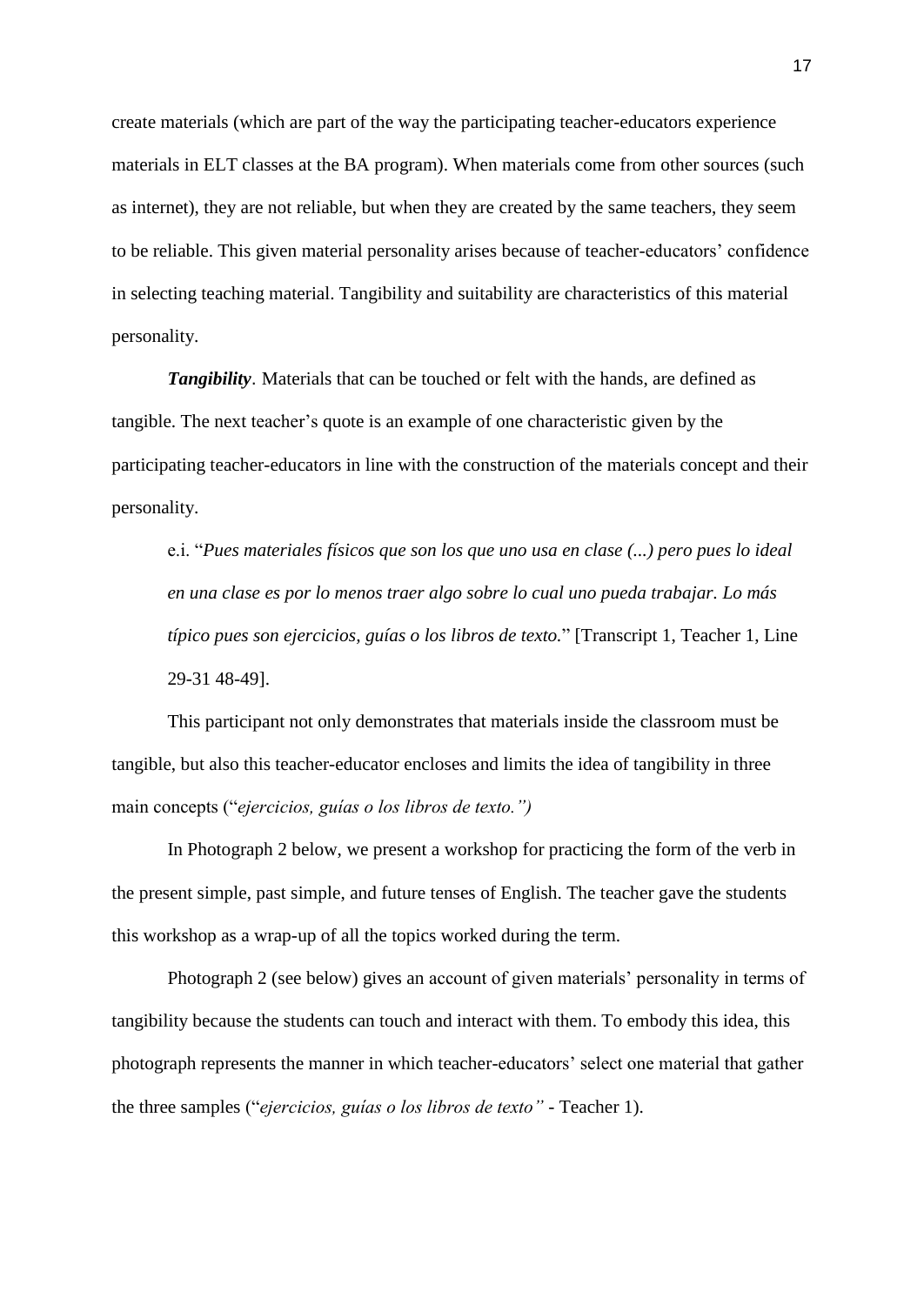create materials (which are part of the way the participating teacher-educators experience materials in ELT classes at the BA program). When materials come from other sources (such as internet), they are not reliable, but when they are created by the same teachers, they seem to be reliable. This given material personality arises because of teacher-educators' confidence in selecting teaching material. Tangibility and suitability are characteristics of this material personality.

***Tangibility***. Materials that can be touched or felt with the hands, are defined as tangible. The next teacher's quote is an example of one characteristic given by the participating teacher-educators in line with the construction of the materials concept and their personality.

> e.i. "*Pues materiales físicos que son los que uno usa en clase (...) pero pues lo ideal en una clase es por lo menos traer algo sobre lo cual uno pueda trabajar. Lo más típico pues son ejercicios, guías o los libros de texto.*" [Transcript 1, Teacher 1, Line 29-31 48-49].

This participant not only demonstrates that materials inside the classroom must be tangible, but also this teacher-educator encloses and limits the idea of tangibility in three main concepts ("*ejercicios, guías o los libros de texto.")*

In Photograph 2 below, we present a workshop for practicing the form of the verb in the present simple, past simple, and future tenses of English. The teacher gave the students this workshop as a wrap-up of all the topics worked during the term.

Photograph 2 (see below) gives an account of given materials' personality in terms of tangibility because the students can touch and interact with them. To embody this idea, this photograph represents the manner in which teacher-educators' select one material that gather the three samples ("*ejercicios, guías o los libros de texto"* - Teacher 1).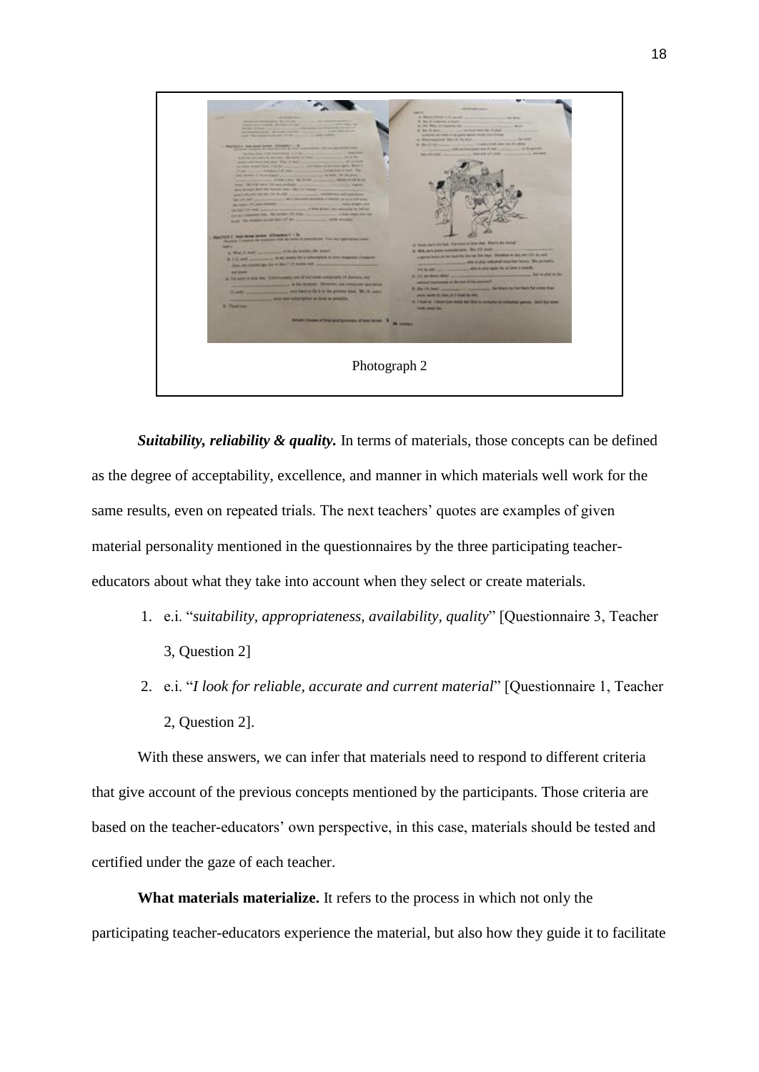Photograph 2

***Suitability, reliability & quality.*** In terms of materials, those concepts can be defined as the degree of acceptability, excellence, and manner in which materials well work for the same results, even on repeated trials. The next teachers' quotes are examples of given material personality mentioned in the questionnaires by the three participating teacher-educators about what they take into account when they select or create materials.

1. e.i. "*suitability, appropriateness, availability, quality*" [Questionnaire 3, Teacher 3, Question 2]
2. e.i. "*I look for reliable, accurate and current material*" [Questionnaire 1, Teacher 2, Question 2].

With these answers, we can infer that materials need to respond to different criteria that give account of the previous concepts mentioned by the participants. Those criteria are based on the teacher-educators' own perspective, in this case, materials should be tested and certified under the gaze of each teacher.

**What materials materialize.** It refers to the process in which not only the participating teacher-educators experience the material, but also how they guide it to facilitate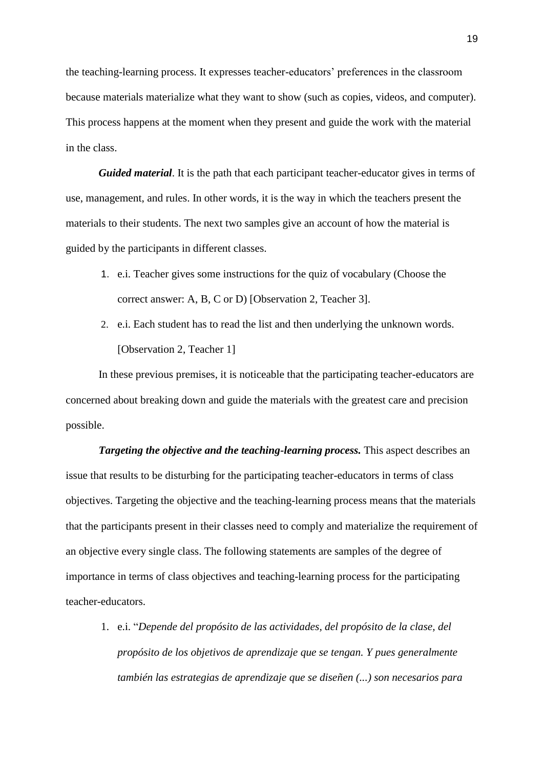the teaching-learning process. It expresses teacher-educators' preferences in the classroom because materials materialize what they want to show (such as copies, videos, and computer). This process happens at the moment when they present and guide the work with the material in the class.

***Guided material***. It is the path that each participant teacher-educator gives in terms of use, management, and rules. In other words, it is the way in which the teachers present the materials to their students. The next two samples give an account of how the material is guided by the participants in different classes.

1. e.i. Teacher gives some instructions for the quiz of vocabulary (Choose the correct answer: A, B, C or D) [Observation 2, Teacher 3].
2. e.i. Each student has to read the list and then underlying the unknown words. [Observation 2, Teacher 1]

In these previous premises, it is noticeable that the participating teacher-educators are concerned about breaking down and guide the materials with the greatest care and precision possible.

***Targeting the objective and the teaching-learning process.*** This aspect describes an issue that results to be disturbing for the participating teacher-educators in terms of class objectives. Targeting the objective and the teaching-learning process means that the materials that the participants present in their classes need to comply and materialize the requirement of an objective every single class. The following statements are samples of the degree of importance in terms of class objectives and teaching-learning process for the participating teacher-educators.

1. e.i. "*Depende del propósito de las actividades, del propósito de la clase, del propósito de los objetivos de aprendizaje que se tengan. Y pues generalmente también las estrategias de aprendizaje que se diseñen (...) son necesarios para*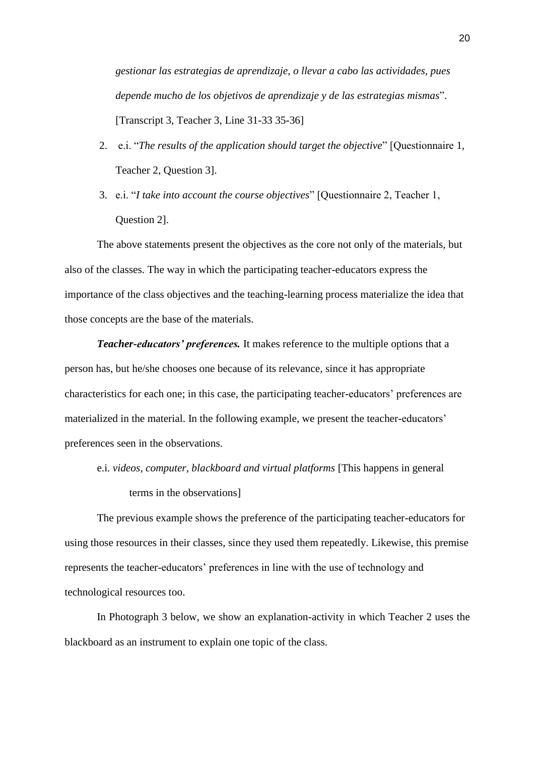*gestionar las estrategias de aprendizaje, o llevar a cabo las actividades, pues depende mucho de los objetivos de aprendizaje y de las estrategias mismas*". [Transcript 3, Teacher 3, Line 31-33 35-36]

2. e.i. "*The results of the application should target the objective*" [Questionnaire 1, Teacher 2, Question 3].
3. e.i. "*I take into account the course objectives*" [Questionnaire 2, Teacher 1, Question 2].

The above statements present the objectives as the core not only of the materials, but also of the classes. The way in which the participating teacher-educators express the importance of the class objectives and the teaching-learning process materialize the idea that those concepts are the base of the materials.

***Teacher-educators' preferences.*** It makes reference to the multiple options that a person has, but he/she chooses one because of its relevance, since it has appropriate characteristics for each one; in this case, the participating teacher-educators' preferences are materialized in the material. In the following example, we present the teacher-educators' preferences seen in the observations.

e.i. *videos, computer, blackboard and virtual platforms* [This happens in general terms in the observations]

The previous example shows the preference of the participating teacher-educators for using those resources in their classes, since they used them repeatedly. Likewise, this premise represents the teacher-educators' preferences in line with the use of technology and technological resources too.

In Photograph 3 below, we show an explanation-activity in which Teacher 2 uses the blackboard as an instrument to explain one topic of the class.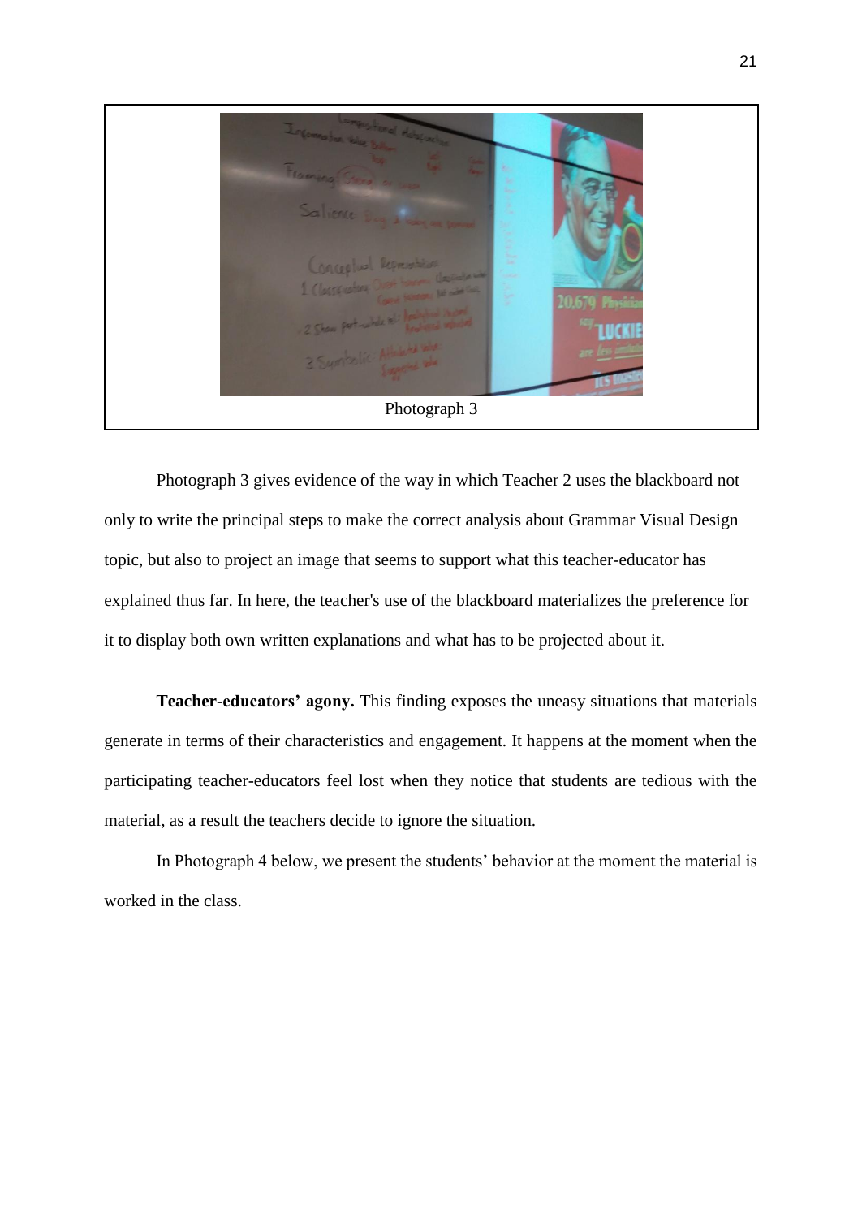Photograph 3

Photograph 3 gives evidence of the way in which Teacher 2 uses the blackboard not only to write the principal steps to make the correct analysis about Grammar Visual Design topic, but also to project an image that seems to support what this teacher-educator has explained thus far. In here, the teacher's use of the blackboard materializes the preference for it to display both own written explanations and what has to be projected about it.

**Teacher-educators' agony.** This finding exposes the uneasy situations that materials generate in terms of their characteristics and engagement. It happens at the moment when the participating teacher-educators feel lost when they notice that students are tedious with the material, as a result the teachers decide to ignore the situation.

In Photograph 4 below, we present the students' behavior at the moment the material is worked in the class.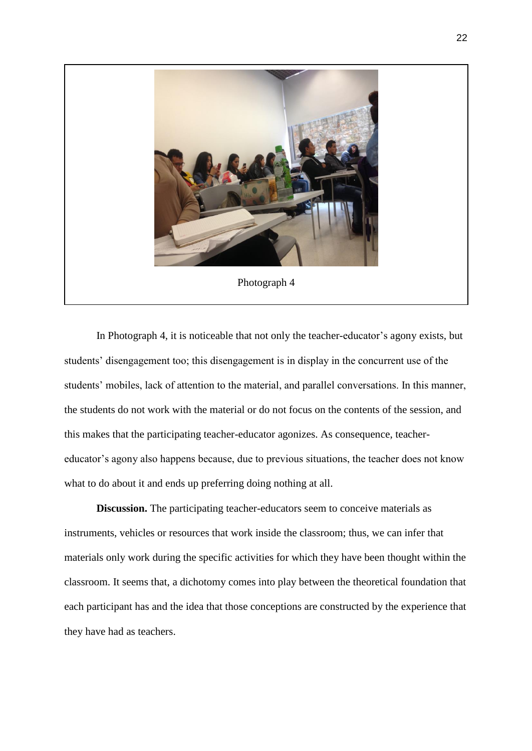Photograph 4

In Photograph 4, it is noticeable that not only the teacher-educator's agony exists, but students' disengagement too; this disengagement is in display in the concurrent use of the students' mobiles, lack of attention to the material, and parallel conversations. In this manner, the students do not work with the material or do not focus on the contents of the session, and this makes that the participating teacher-educator agonizes. As consequence, teacher-educator's agony also happens because, due to previous situations, the teacher does not know what to do about it and ends up preferring doing nothing at all.

**Discussion.** The participating teacher-educators seem to conceive materials as instruments, vehicles or resources that work inside the classroom; thus, we can infer that materials only work during the specific activities for which they have been thought within the classroom. It seems that, a dichotomy comes into play between the theoretical foundation that each participant has and the idea that those conceptions are constructed by the experience that they have had as teachers.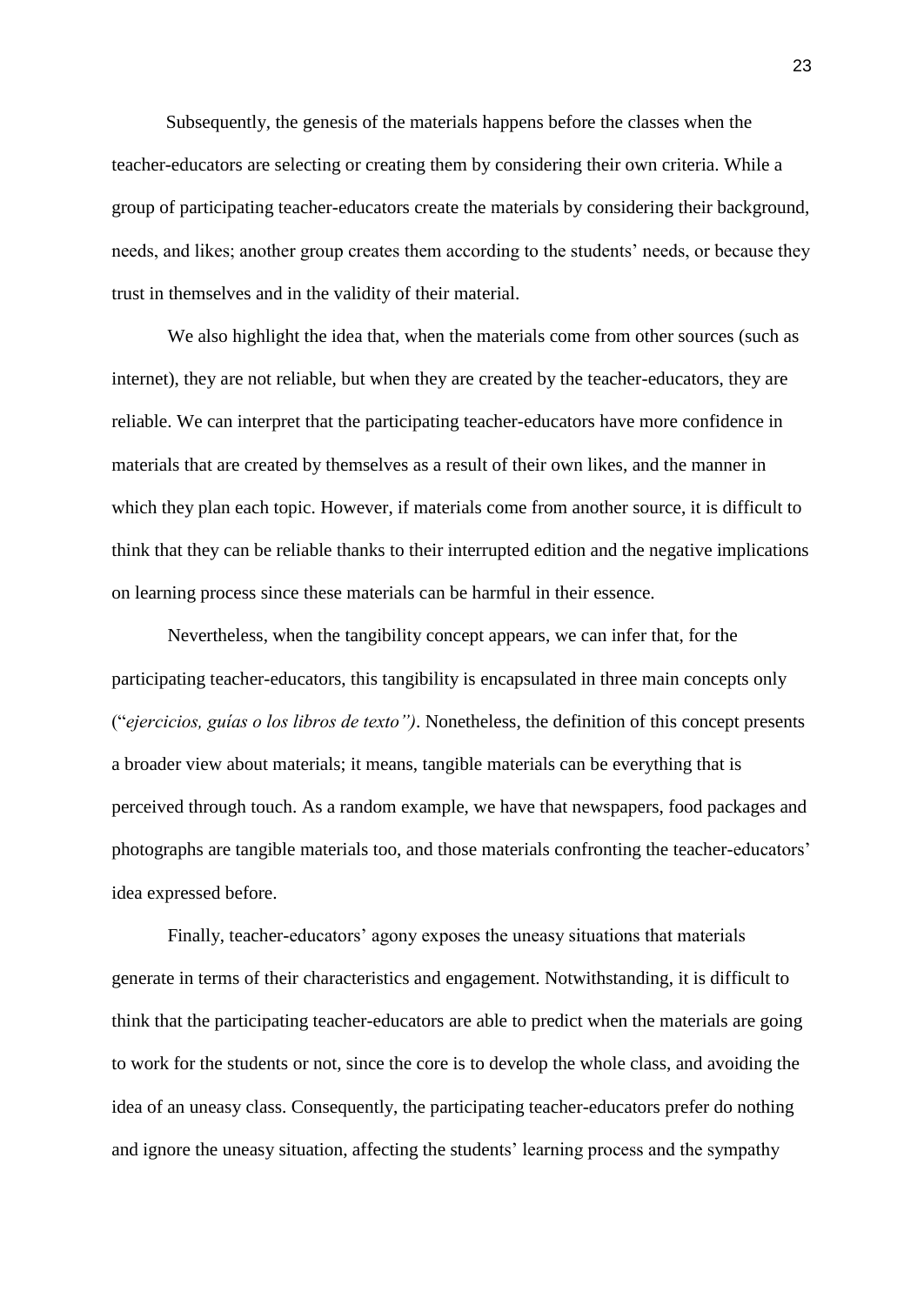Subsequently, the genesis of the materials happens before the classes when the teacher-educators are selecting or creating them by considering their own criteria. While a group of participating teacher-educators create the materials by considering their background, needs, and likes; another group creates them according to the students' needs, or because they trust in themselves and in the validity of their material.

We also highlight the idea that, when the materials come from other sources (such as internet), they are not reliable, but when they are created by the teacher-educators, they are reliable. We can interpret that the participating teacher-educators have more confidence in materials that are created by themselves as a result of their own likes, and the manner in which they plan each topic. However, if materials come from another source, it is difficult to think that they can be reliable thanks to their interrupted edition and the negative implications on learning process since these materials can be harmful in their essence.

Nevertheless, when the tangibility concept appears, we can infer that, for the participating teacher-educators, this tangibility is encapsulated in three main concepts only ("*ejercicios, guías o los libros de texto")*. Nonetheless, the definition of this concept presents a broader view about materials; it means, tangible materials can be everything that is perceived through touch. As a random example, we have that newspapers, food packages and photographs are tangible materials too, and those materials confronting the teacher-educators' idea expressed before.

Finally, teacher-educators' agony exposes the uneasy situations that materials generate in terms of their characteristics and engagement. Notwithstanding, it is difficult to think that the participating teacher-educators are able to predict when the materials are going to work for the students or not, since the core is to develop the whole class, and avoiding the idea of an uneasy class. Consequently, the participating teacher-educators prefer do nothing and ignore the uneasy situation, affecting the students' learning process and the sympathy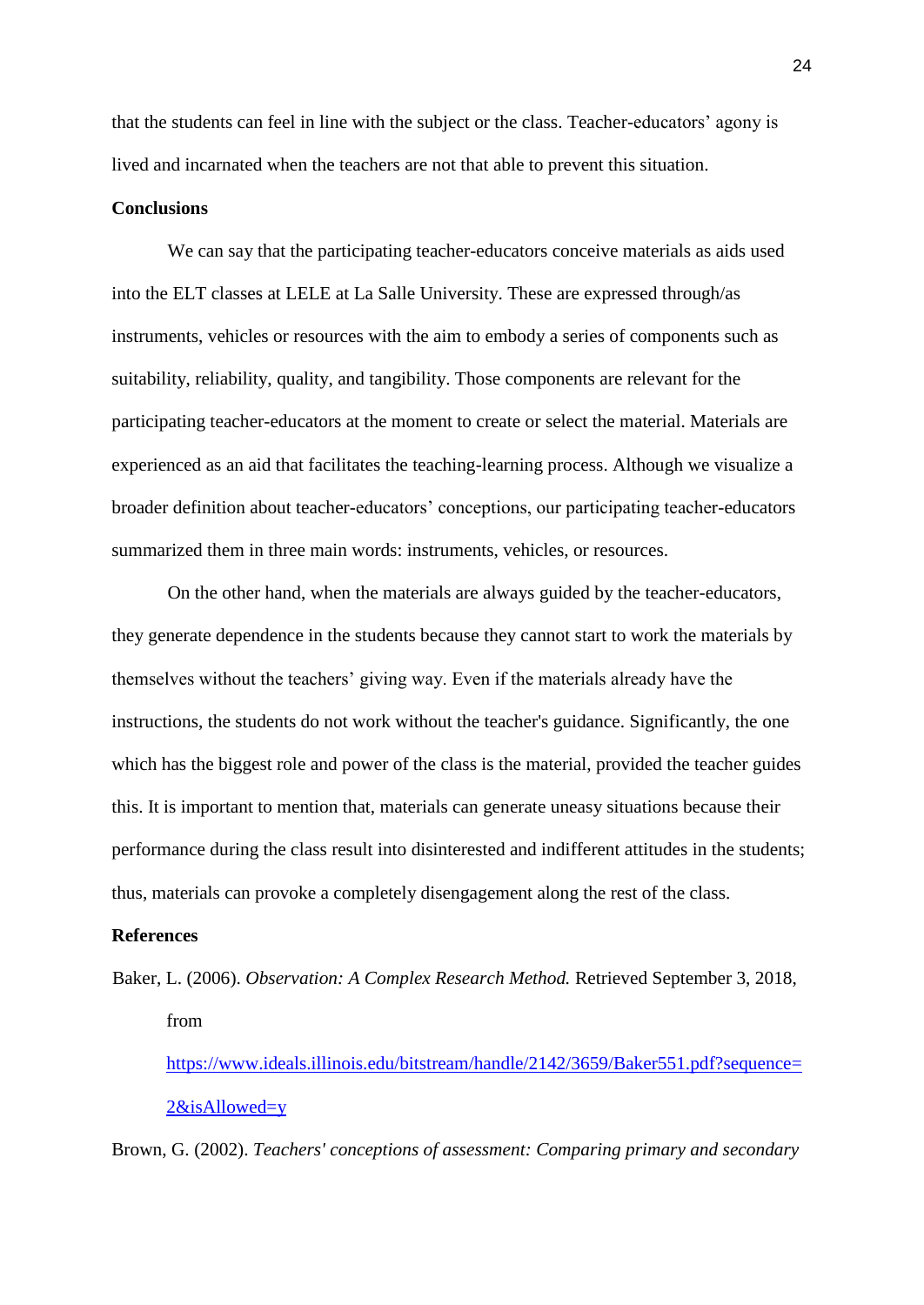that the students can feel in line with the subject or the class. Teacher-educators' agony is lived and incarnated when the teachers are not that able to prevent this situation.

## Conclusions

We can say that the participating teacher-educators conceive materials as aids used into the ELT classes at LELE at La Salle University. These are expressed through/as instruments, vehicles or resources with the aim to embody a series of components such as suitability, reliability, quality, and tangibility. Those components are relevant for the participating teacher-educators at the moment to create or select the material. Materials are experienced as an aid that facilitates the teaching-learning process. Although we visualize a broader definition about teacher-educators' conceptions, our participating teacher-educators summarized them in three main words: instruments, vehicles, or resources.

On the other hand, when the materials are always guided by the teacher-educators, they generate dependence in the students because they cannot start to work the materials by themselves without the teachers' giving way. Even if the materials already have the instructions, the students do not work without the teacher's guidance. Significantly, the one which has the biggest role and power of the class is the material, provided the teacher guides this. It is important to mention that, materials can generate uneasy situations because their performance during the class result into disinterested and indifferent attitudes in the students; thus, materials can provoke a completely disengagement along the rest of the class.

## References

Baker, L. (2006). *Observation: A Complex Research Method.* Retrieved September 3, 2018, from https://www.ideals.illinois.edu/bitstream/handle/2142/3659/Baker551.pdf?sequence=2&isAllowed=y

Brown, G. (2002). *Teachers' conceptions of assessment: Comparing primary and secondary*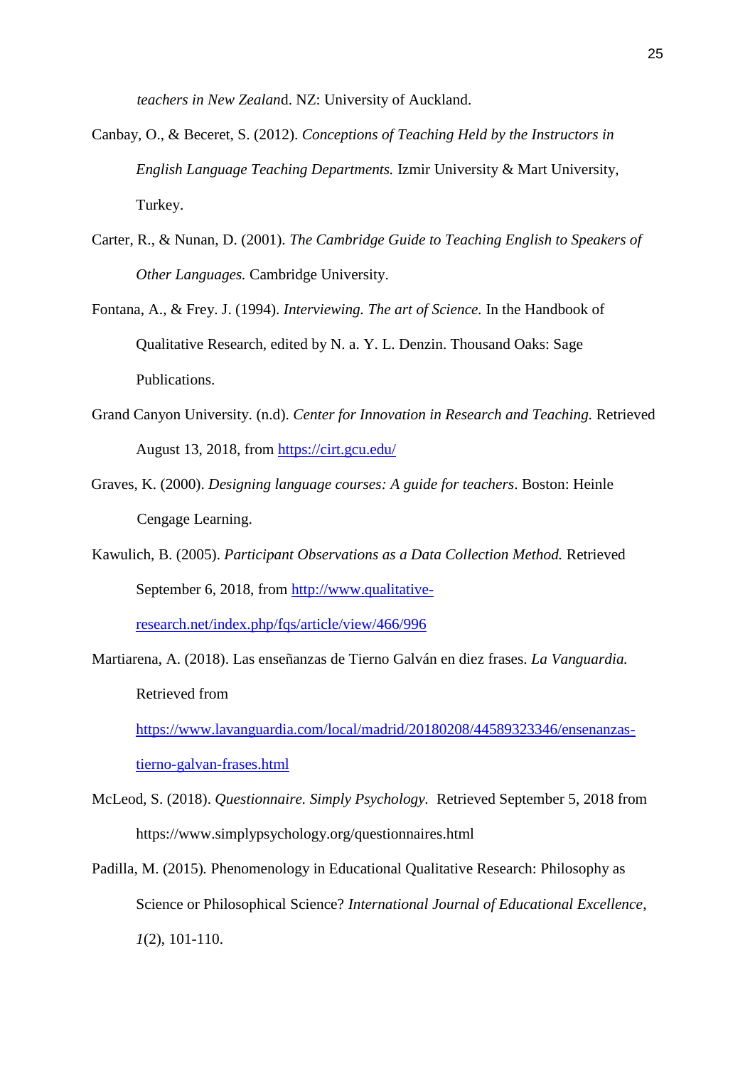*teachers in New Zealan*d. NZ: University of Auckland.

Canbay, O., & Beceret, S. (2012). *Conceptions of Teaching Held by the Instructors in English Language Teaching Departments.* Izmir University & Mart University, Turkey.

Carter, R., & Nunan, D. (2001). *The Cambridge Guide to Teaching English to Speakers of Other Languages.* Cambridge University.

Fontana, A., & Frey. J. (1994). *Interviewing. The art of Science.* In the Handbook of Qualitative Research, edited by N. a. Y. L. Denzin. Thousand Oaks: Sage Publications.

Grand Canyon University. (n.d). *Center for Innovation in Research and Teaching.* Retrieved August 13, 2018, from https://cirt.gcu.edu/

Graves, K. (2000). *Designing language courses: A guide for teachers*. Boston: Heinle Cengage Learning.

Kawulich, B. (2005). *Participant Observations as a Data Collection Method.* Retrieved September 6, 2018, from http://www.qualitative-research.net/index.php/fqs/article/view/466/996

Martiarena, A. (2018). Las enseñanzas de Tierno Galván en diez frases. *La Vanguardia.* Retrieved from https://www.lavanguardia.com/local/madrid/20180208/44589323346/ensenanzas-tierno-galvan-frases.html

McLeod, S. (2018). *Questionnaire. Simply Psychology.* Retrieved September 5, 2018 from https://www.simplypsychology.org/questionnaires.html

Padilla, M. (2015). Phenomenology in Educational Qualitative Research: Philosophy as Science or Philosophical Science? *International Journal of Educational Excellence*, *1*(2), 101-110.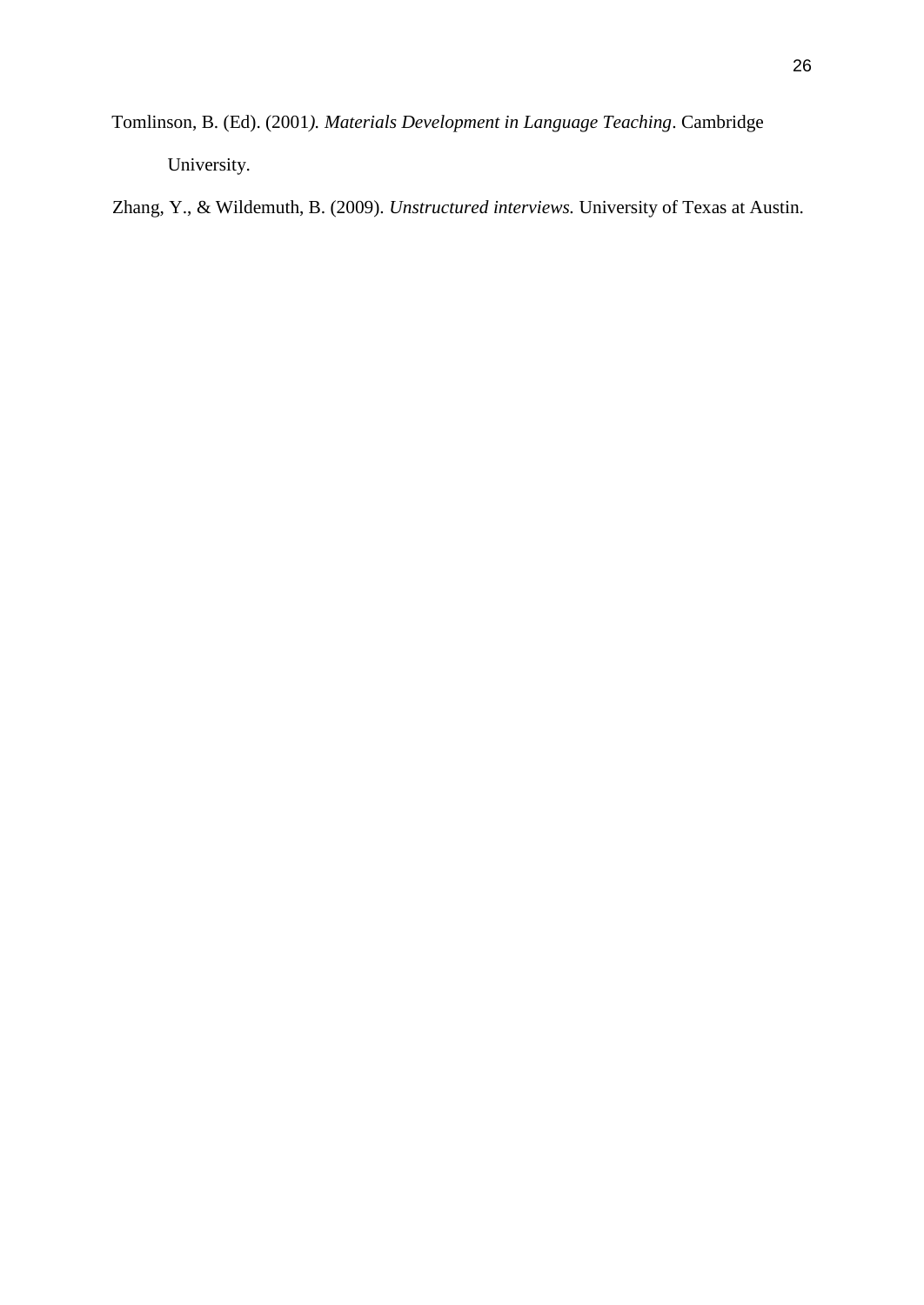Tomlinson, B. (Ed). (2001*). Materials Development in Language Teaching*. Cambridge University.

Zhang, Y., & Wildemuth, B. (2009). *Unstructured interviews.* University of Texas at Austin.